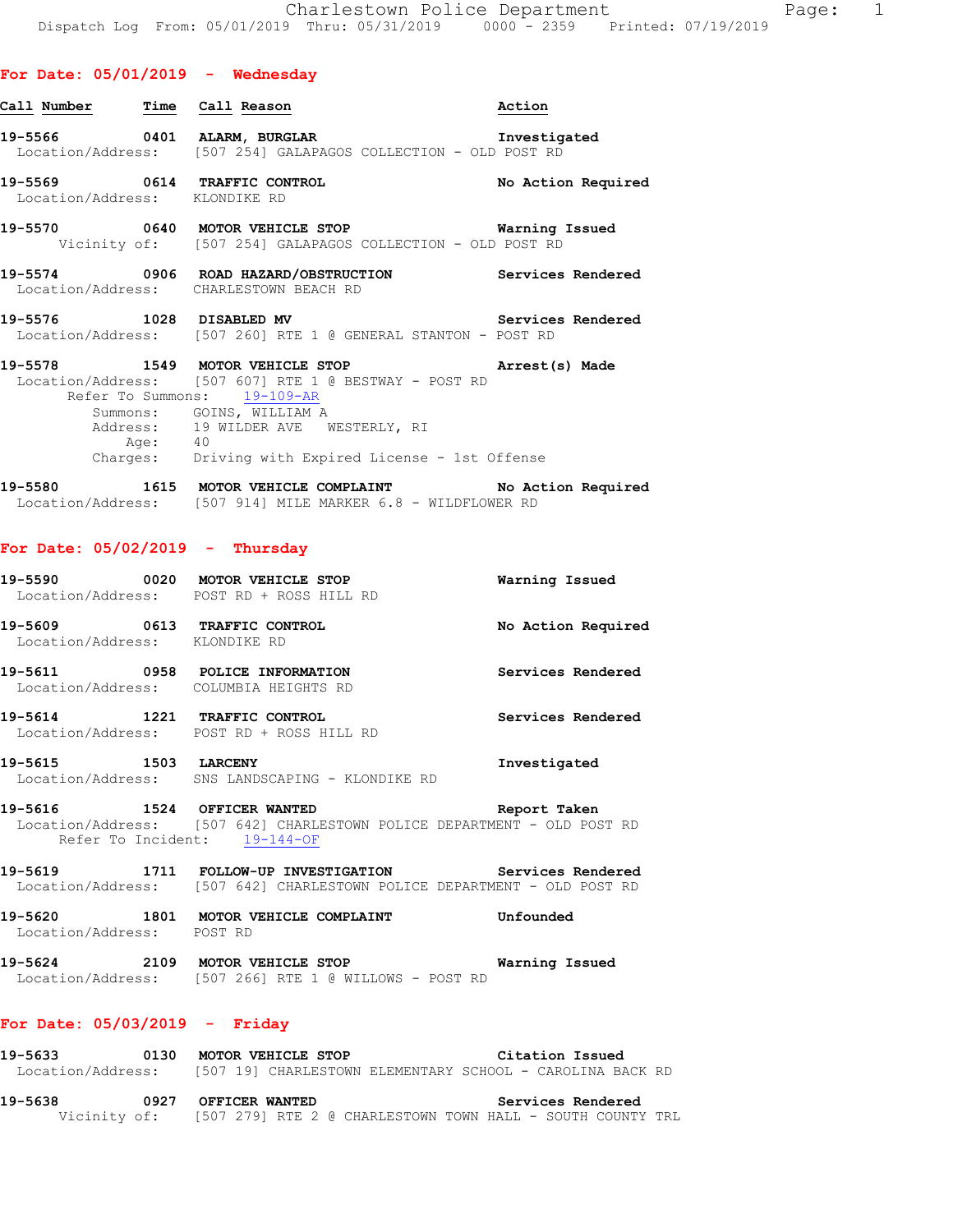Charlestown Police Department
Dispatch Log From: 05/01/2019 Thru: 05/31/2019 0000 - 2359 Printed: 07/19/2019

## For Date: 05/01/2019 - Wednesday

| Call Number | Time | Call Reason | Action |
|---|---|---|---|

**19-5566 0401 ALARM, BURGLAR** — Investigated
Location/Address: [507 254] GALAPAGOS COLLECTION - OLD POST RD

**19-5569 0614 TRAFFIC CONTROL** — No Action Required
Location/Address: KLONDIKE RD

**19-5570 0640 MOTOR VEHICLE STOP** — Warning Issued
Vicinity of: [507 254] GALAPAGOS COLLECTION - OLD POST RD

**19-5574 0906 ROAD HAZARD/OBSTRUCTION** — Services Rendered
Location/Address: CHARLESTOWN BEACH RD

**19-5576 1028 DISABLED MV** — Services Rendered
Location/Address: [507 260] RTE 1 @ GENERAL STANTON - POST RD

**19-5578 1549 MOTOR VEHICLE STOP** — Arrest(s) Made
Location/Address: [507 607] RTE 1 @ BESTWAY - POST RD
Refer To Summons: 19-109-AR
Summons: GOINS, WILLIAM A
Address: 19 WILDER AVE WESTERLY, RI
Age: 40
Charges: Driving with Expired License - 1st Offense

**19-5580 1615 MOTOR VEHICLE COMPLAINT** — No Action Required
Location/Address: [507 914] MILE MARKER 6.8 - WILDFLOWER RD

## For Date: 05/02/2019 - Thursday

**19-5590 0020 MOTOR VEHICLE STOP** — Warning Issued
Location/Address: POST RD + ROSS HILL RD

**19-5609 0613 TRAFFIC CONTROL** — No Action Required
Location/Address: KLONDIKE RD

**19-5611 0958 POLICE INFORMATION** — Services Rendered
Location/Address: COLUMBIA HEIGHTS RD

**19-5614 1221 TRAFFIC CONTROL** — Services Rendered
Location/Address: POST RD + ROSS HILL RD

**19-5615 1503 LARCENY** — Investigated
Location/Address: SNS LANDSCAPING - KLONDIKE RD

**19-5616 1524 OFFICER WANTED** — Report Taken
Location/Address: [507 642] CHARLESTOWN POLICE DEPARTMENT - OLD POST RD
Refer To Incident: 19-144-OF

**19-5619 1711 FOLLOW-UP INVESTIGATION** — Services Rendered
Location/Address: [507 642] CHARLESTOWN POLICE DEPARTMENT - OLD POST RD

**19-5620 1801 MOTOR VEHICLE COMPLAINT** — Unfounded
Location/Address: POST RD

**19-5624 2109 MOTOR VEHICLE STOP** — Warning Issued
Location/Address: [507 266] RTE 1 @ WILLOWS - POST RD

## For Date: 05/03/2019 - Friday

**19-5633 0130 MOTOR VEHICLE STOP** — Citation Issued
Location/Address: [507 19] CHARLESTOWN ELEMENTARY SCHOOL - CAROLINA BACK RD

**19-5638 0927 OFFICER WANTED** — Services Rendered
Vicinity of: [507 279] RTE 2 @ CHARLESTOWN TOWN HALL - SOUTH COUNTY TRL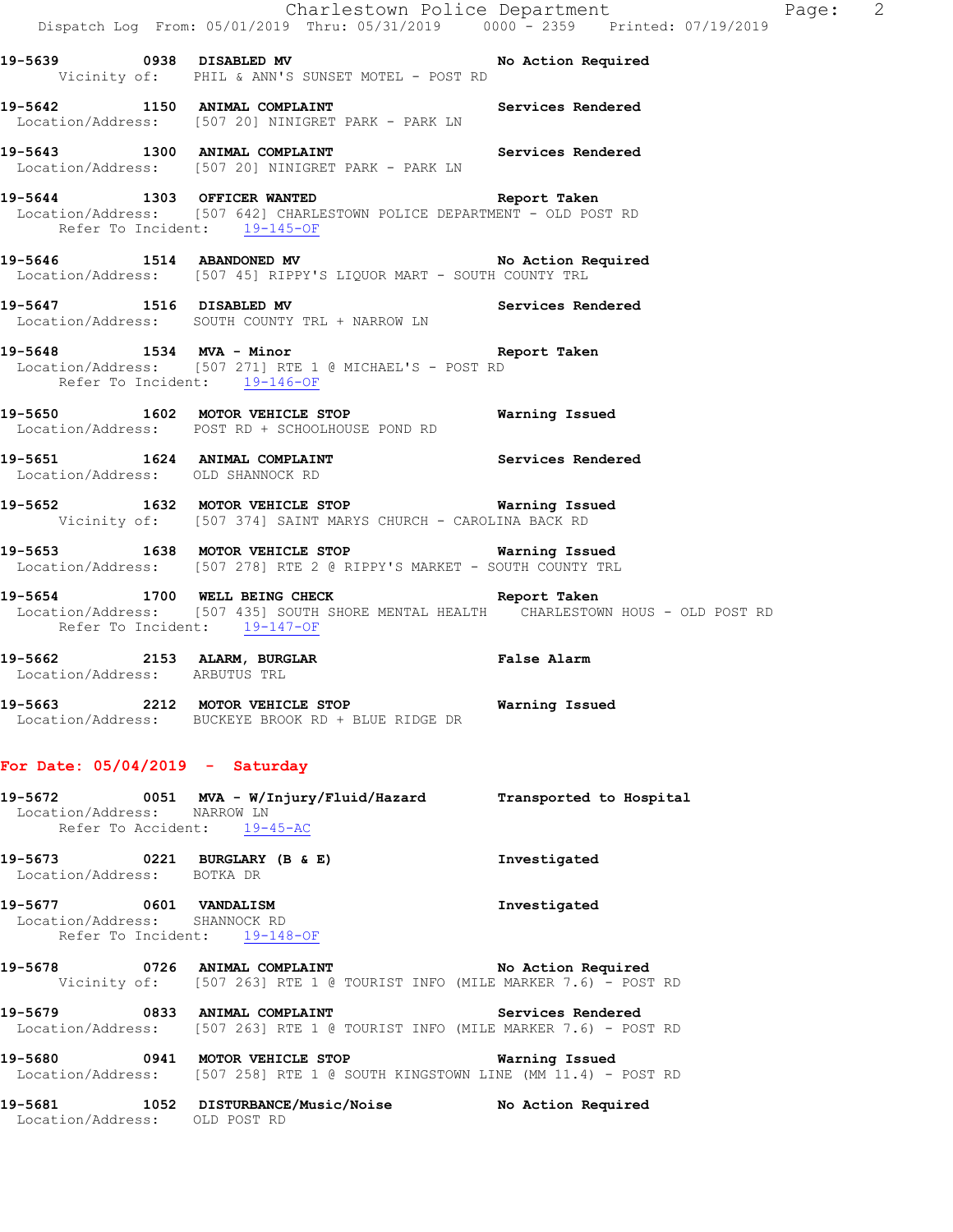**19-5639 0938 DISABLED MV** — No Action Required
Vicinity of: PHIL & ANN'S SUNSET MOTEL - POST RD

**19-5642 1150 ANIMAL COMPLAINT** — Services Rendered
Location/Address: [507 20] NINIGRET PARK - PARK LN

**19-5643 1300 ANIMAL COMPLAINT** — Services Rendered
Location/Address: [507 20] NINIGRET PARK - PARK LN

**19-5644 1303 OFFICER WANTED** — Report Taken
Location/Address: [507 642] CHARLESTOWN POLICE DEPARTMENT - OLD POST RD
Refer To Incident: 19-145-OF

**19-5646 1514 ABANDONED MV** — No Action Required
Location/Address: [507 45] RIPPY'S LIQUOR MART - SOUTH COUNTY TRL

**19-5647 1516 DISABLED MV** — Services Rendered
Location/Address: SOUTH COUNTY TRL + NARROW LN

**19-5648 1534 MVA - Minor** — Report Taken
Location/Address: [507 271] RTE 1 @ MICHAEL'S - POST RD
Refer To Incident: 19-146-OF

**19-5650 1602 MOTOR VEHICLE STOP** — Warning Issued
Location/Address: POST RD + SCHOOLHOUSE POND RD

**19-5651 1624 ANIMAL COMPLAINT** — Services Rendered
Location/Address: OLD SHANNOCK RD

**19-5652 1632 MOTOR VEHICLE STOP** — Warning Issued
Vicinity of: [507 374] SAINT MARYS CHURCH - CAROLINA BACK RD

**19-5653 1638 MOTOR VEHICLE STOP** — Warning Issued
Location/Address: [507 278] RTE 2 @ RIPPY'S MARKET - SOUTH COUNTY TRL

**19-5654 1700 WELL BEING CHECK** — Report Taken
Location/Address: [507 435] SOUTH SHORE MENTAL HEALTH CHARLESTOWN HOUS - OLD POST RD
Refer To Incident: 19-147-OF

**19-5662 2153 ALARM, BURGLAR** — False Alarm
Location/Address: ARBUTUS TRL

**19-5663 2212 MOTOR VEHICLE STOP** — Warning Issued
Location/Address: BUCKEYE BROOK RD + BLUE RIDGE DR

## For Date: 05/04/2019 - Saturday

**19-5672 0051 MVA - W/Injury/Fluid/Hazard** — Transported to Hospital
Location/Address: NARROW LN
Refer To Accident: 19-45-AC

**19-5673 0221 BURGLARY (B & E)** — Investigated
Location/Address: BOTKA DR

**19-5677 0601 VANDALISM** — Investigated
Location/Address: SHANNOCK RD
Refer To Incident: 19-148-OF

**19-5678 0726 ANIMAL COMPLAINT** — No Action Required
Vicinity of: [507 263] RTE 1 @ TOURIST INFO (MILE MARKER 7.6) - POST RD

**19-5679 0833 ANIMAL COMPLAINT** — Services Rendered
Location/Address: [507 263] RTE 1 @ TOURIST INFO (MILE MARKER 7.6) - POST RD

**19-5680 0941 MOTOR VEHICLE STOP** — Warning Issued
Location/Address: [507 258] RTE 1 @ SOUTH KINGSTOWN LINE (MM 11.4) - POST RD

**19-5681 1052 DISTURBANCE/Music/Noise** — No Action Required
Location/Address: OLD POST RD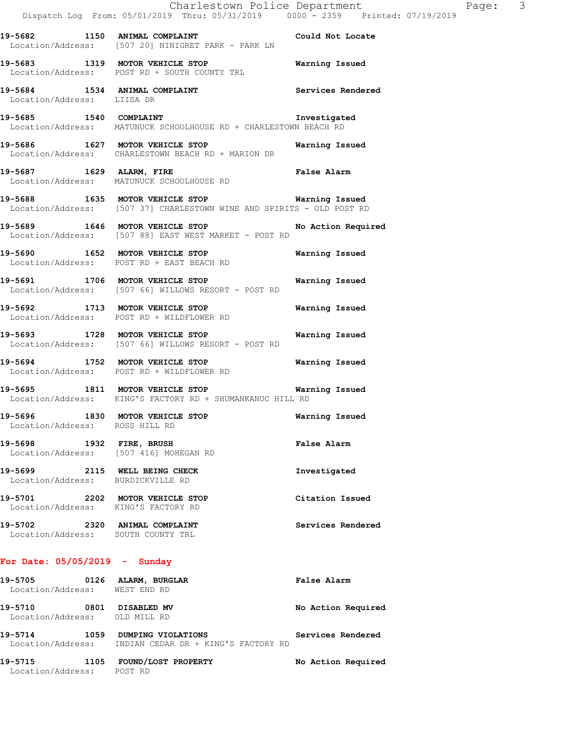19-5682 1150 **ANIMAL COMPLAINT** Could Not Locate
Location/Address: [507 20] NINIGRET PARK - PARK LN

19-5683 1319 **MOTOR VEHICLE STOP** Warning Issued
Location/Address: POST RD + SOUTH COUNTY TRL

19-5684 1534 **ANIMAL COMPLAINT** Services Rendered
Location/Address: LIISA DR

19-5685 1540 **COMPLAINT** Investigated
Location/Address: MATUNUCK SCHOOLHOUSE RD + CHARLESTOWN BEACH RD

19-5686 1627 **MOTOR VEHICLE STOP** Warning Issued
Location/Address: CHARLESTOWN BEACH RD + MARION DR

19-5687 1629 **ALARM, FIRE** False Alarm
Location/Address: MATUNUCK SCHOOLHOUSE RD

19-5688 1635 **MOTOR VEHICLE STOP** Warning Issued
Location/Address: [507 37] CHARLESTOWN WINE AND SPIRITS - OLD POST RD

19-5689 1646 **MOTOR VEHICLE STOP** No Action Required
Location/Address: [507 88] EAST WEST MARKET - POST RD

19-5690 1652 **MOTOR VEHICLE STOP** Warning Issued
Location/Address: POST RD + EAST BEACH RD

19-5691 1706 **MOTOR VEHICLE STOP** Warning Issued
Location/Address: [507 66] WILLOWS RESORT - POST RD

19-5692 1713 **MOTOR VEHICLE STOP** Warning Issued
Location/Address: POST RD + WILDFLOWER RD

19-5693 1728 **MOTOR VEHICLE STOP** Warning Issued
Location/Address: [507 66] WILLOWS RESORT - POST RD

19-5694 1752 **MOTOR VEHICLE STOP** Warning Issued
Location/Address: POST RD + WILDFLOWER RD

19-5695 1811 **MOTOR VEHICLE STOP** Warning Issued
Location/Address: KING'S FACTORY RD + SHUMANKANUC HILL RD

19-5696 1830 **MOTOR VEHICLE STOP** Warning Issued
Location/Address: ROSS HILL RD

19-5698 1932 **FIRE, BRUSH** False Alarm
Location/Address: [507 416] MOHEGAN RD

19-5699 2115 **WELL BEING CHECK** Investigated
Location/Address: BURDICKVILLE RD

19-5701 2202 **MOTOR VEHICLE STOP** Citation Issued
Location/Address: KING'S FACTORY RD

19-5702 2320 **ANIMAL COMPLAINT** Services Rendered
Location/Address: SOUTH COUNTY TRL

## For Date: 05/05/2019 - Sunday

19-5705 0126 **ALARM, BURGLAR** False Alarm
Location/Address: WEST END RD

19-5710 0801 **DISABLED MV** No Action Required
Location/Address: OLD MILL RD

19-5714 1059 **DUMPING VIOLATIONS** Services Rendered
Location/Address: INDIAN CEDAR DR + KING'S FACTORY RD

19-5715 1105 **FOUND/LOST PROPERTY** No Action Required
Location/Address: POST RD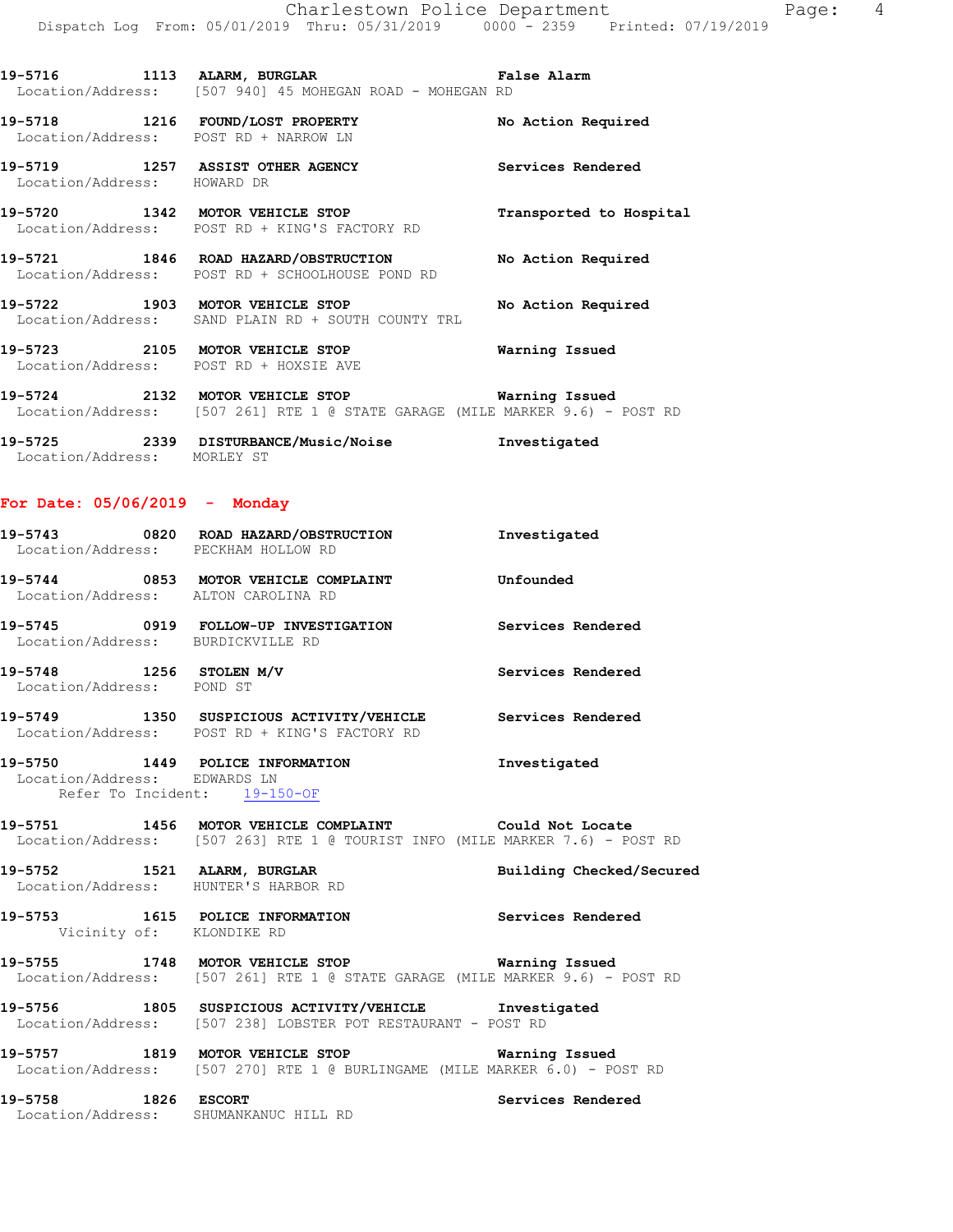19-5716 1113 **ALARM, BURGLAR** **False Alarm**
Location/Address: [507 940] 45 MOHEGAN ROAD - MOHEGAN RD

19-5718 1216 **FOUND/LOST PROPERTY** **No Action Required**
Location/Address: POST RD + NARROW LN

19-5719 1257 **ASSIST OTHER AGENCY** **Services Rendered**
Location/Address: HOWARD DR

19-5720 1342 **MOTOR VEHICLE STOP** **Transported to Hospital**
Location/Address: POST RD + KING'S FACTORY RD

19-5721 1846 **ROAD HAZARD/OBSTRUCTION** **No Action Required**
Location/Address: POST RD + SCHOOLHOUSE POND RD

19-5722 1903 **MOTOR VEHICLE STOP** **No Action Required**
Location/Address: SAND PLAIN RD + SOUTH COUNTY TRL

19-5723 2105 **MOTOR VEHICLE STOP** **Warning Issued**
Location/Address: POST RD + HOXSIE AVE

19-5724 2132 **MOTOR VEHICLE STOP** **Warning Issued**
Location/Address: [507 261] RTE 1 @ STATE GARAGE (MILE MARKER 9.6) - POST RD

19-5725 2339 **DISTURBANCE/Music/Noise** **Investigated**
Location/Address: MORLEY ST

## For Date: 05/06/2019 - Monday

19-5743 0820 **ROAD HAZARD/OBSTRUCTION** **Investigated**
Location/Address: PECKHAM HOLLOW RD

19-5744 0853 **MOTOR VEHICLE COMPLAINT** **Unfounded**
Location/Address: ALTON CAROLINA RD

19-5745 0919 **FOLLOW-UP INVESTIGATION** **Services Rendered**
Location/Address: BURDICKVILLE RD

19-5748 1256 **STOLEN M/V** **Services Rendered**
Location/Address: POND ST

19-5749 1350 **SUSPICIOUS ACTIVITY/VEHICLE** **Services Rendered**
Location/Address: POST RD + KING'S FACTORY RD

19-5750 1449 **POLICE INFORMATION** **Investigated**
Location/Address: EDWARDS LN
Refer To Incident: 19-150-OF

19-5751 1456 **MOTOR VEHICLE COMPLAINT** **Could Not Locate**
Location/Address: [507 263] RTE 1 @ TOURIST INFO (MILE MARKER 7.6) - POST RD

19-5752 1521 **ALARM, BURGLAR** **Building Checked/Secured**
Location/Address: HUNTER'S HARBOR RD

19-5753 1615 **POLICE INFORMATION** **Services Rendered**
Vicinity of: KLONDIKE RD

19-5755 1748 **MOTOR VEHICLE STOP** **Warning Issued**
Location/Address: [507 261] RTE 1 @ STATE GARAGE (MILE MARKER 9.6) - POST RD

19-5756 1805 **SUSPICIOUS ACTIVITY/VEHICLE** **Investigated**
Location/Address: [507 238] LOBSTER POT RESTAURANT - POST RD

19-5757 1819 **MOTOR VEHICLE STOP** **Warning Issued**
Location/Address: [507 270] RTE 1 @ BURLINGAME (MILE MARKER 6.0) - POST RD

19-5758 1826 **ESCORT** **Services Rendered**
Location/Address: SHUMANKANUC HILL RD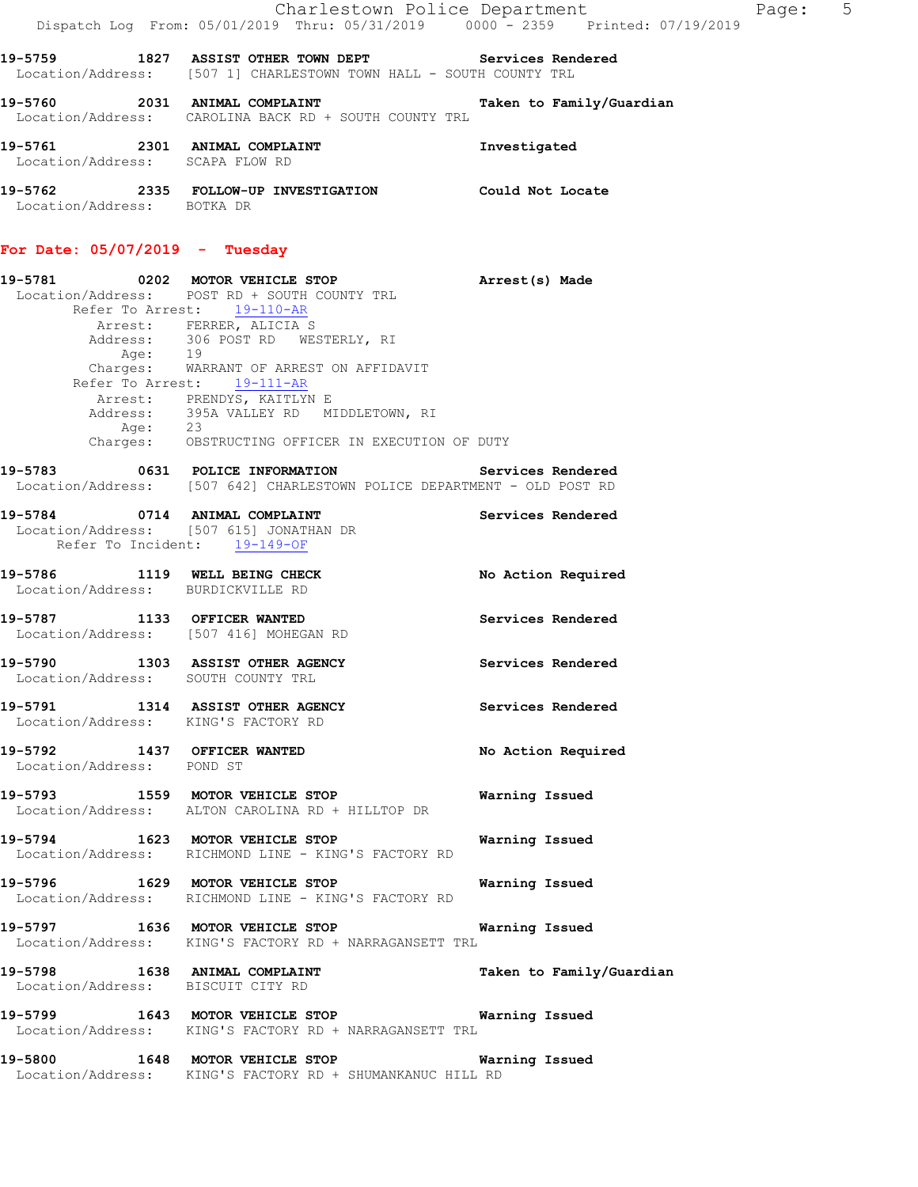**19-5759 1827 ASSIST OTHER TOWN DEPT Services Rendered**
Location/Address: [507 1] CHARLESTOWN TOWN HALL - SOUTH COUNTY TRL

**19-5760 2031 ANIMAL COMPLAINT Taken to Family/Guardian**
Location/Address: CAROLINA BACK RD + SOUTH COUNTY TRL

**19-5761 2301 ANIMAL COMPLAINT Investigated**
Location/Address: SCAPA FLOW RD

**19-5762 2335 FOLLOW-UP INVESTIGATION Could Not Locate**
Location/Address: BOTKA DR

## For Date: 05/07/2019 - Tuesday

**19-5781 0202 MOTOR VEHICLE STOP Arrest(s) Made**
Location/Address: POST RD + SOUTH COUNTY TRL
Refer To Arrest: 19-110-AR
Arrest: FERRER, ALICIA S
Address: 306 POST RD WESTERLY, RI
Age: 19
Charges: WARRANT OF ARREST ON AFFIDAVIT
Refer To Arrest: 19-111-AR
Arrest: PRENDYS, KAITLYN E
Address: 395A VALLEY RD MIDDLETOWN, RI
Age: 23
Charges: OBSTRUCTING OFFICER IN EXECUTION OF DUTY

**19-5783 0631 POLICE INFORMATION Services Rendered**
Location/Address: [507 642] CHARLESTOWN POLICE DEPARTMENT - OLD POST RD

**19-5784 0714 ANIMAL COMPLAINT Services Rendered**
Location/Address: [507 615] JONATHAN DR
Refer To Incident: 19-149-OF

**19-5786 1119 WELL BEING CHECK No Action Required**
Location/Address: BURDICKVILLE RD

**19-5787 1133 OFFICER WANTED Services Rendered**
Location/Address: [507 416] MOHEGAN RD

**19-5790 1303 ASSIST OTHER AGENCY Services Rendered**
Location/Address: SOUTH COUNTY TRL

**19-5791 1314 ASSIST OTHER AGENCY Services Rendered**
Location/Address: KING'S FACTORY RD

**19-5792 1437 OFFICER WANTED No Action Required**
Location/Address: POND ST

**19-5793 1559 MOTOR VEHICLE STOP Warning Issued**
Location/Address: ALTON CAROLINA RD + HILLTOP DR

**19-5794 1623 MOTOR VEHICLE STOP Warning Issued**
Location/Address: RICHMOND LINE - KING'S FACTORY RD

**19-5796 1629 MOTOR VEHICLE STOP Warning Issued**
Location/Address: RICHMOND LINE - KING'S FACTORY RD

**19-5797 1636 MOTOR VEHICLE STOP Warning Issued**
Location/Address: KING'S FACTORY RD + NARRAGANSETT TRL

**19-5798 1638 ANIMAL COMPLAINT Taken to Family/Guardian**
Location/Address: BISCUIT CITY RD

**19-5799 1643 MOTOR VEHICLE STOP Warning Issued**
Location/Address: KING'S FACTORY RD + NARRAGANSETT TRL

**19-5800 1648 MOTOR VEHICLE STOP Warning Issued**
Location/Address: KING'S FACTORY RD + SHUMANKANUC HILL RD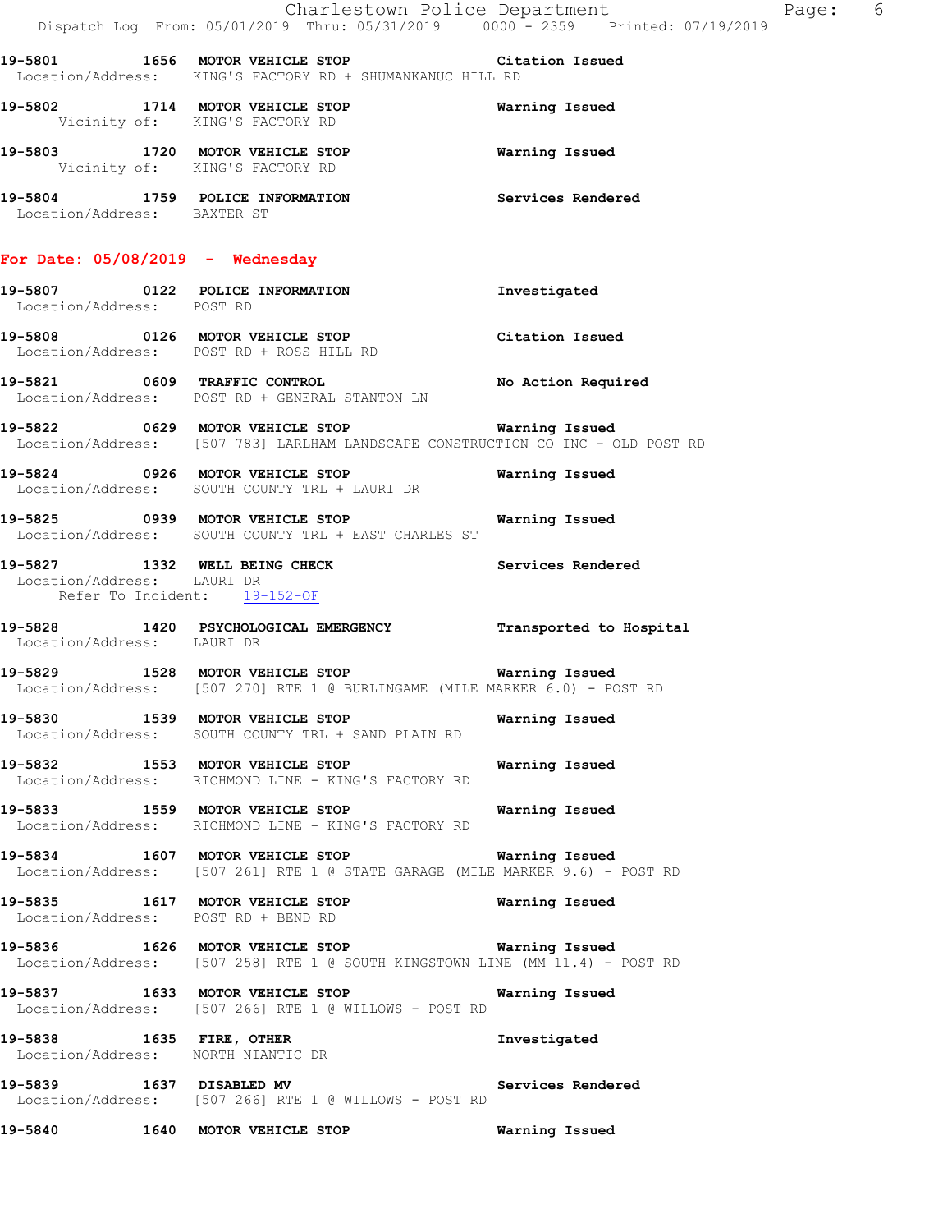19-5801 1656 MOTOR VEHICLE STOP Citation Issued
Location/Address: KING'S FACTORY RD + SHUMANKANUC HILL RD

19-5802 1714 MOTOR VEHICLE STOP Warning Issued
Vicinity of: KING'S FACTORY RD

19-5803 1720 MOTOR VEHICLE STOP Warning Issued
Vicinity of: KING'S FACTORY RD

19-5804 1759 POLICE INFORMATION Services Rendered
Location/Address: BAXTER ST

## For Date: 05/08/2019 - Wednesday

19-5807 0122 POLICE INFORMATION Investigated
Location/Address: POST RD

19-5808 0126 MOTOR VEHICLE STOP Citation Issued
Location/Address: POST RD + ROSS HILL RD

19-5821 0609 TRAFFIC CONTROL No Action Required
Location/Address: POST RD + GENERAL STANTON LN

19-5822 0629 MOTOR VEHICLE STOP Warning Issued
Location/Address: [507 783] LARLHAM LANDSCAPE CONSTRUCTION CO INC - OLD POST RD

19-5824 0926 MOTOR VEHICLE STOP Warning Issued
Location/Address: SOUTH COUNTY TRL + LAURI DR

19-5825 0939 MOTOR VEHICLE STOP Warning Issued
Location/Address: SOUTH COUNTY TRL + EAST CHARLES ST

19-5827 1332 WELL BEING CHECK Services Rendered
Location/Address: LAURI DR
Refer To Incident: 19-152-OF

19-5828 1420 PSYCHOLOGICAL EMERGENCY Transported to Hospital
Location/Address: LAURI DR

19-5829 1528 MOTOR VEHICLE STOP Warning Issued
Location/Address: [507 270] RTE 1 @ BURLINGAME (MILE MARKER 6.0) - POST RD

19-5830 1539 MOTOR VEHICLE STOP Warning Issued
Location/Address: SOUTH COUNTY TRL + SAND PLAIN RD

19-5832 1553 MOTOR VEHICLE STOP Warning Issued
Location/Address: RICHMOND LINE - KING'S FACTORY RD

19-5833 1559 MOTOR VEHICLE STOP Warning Issued
Location/Address: RICHMOND LINE - KING'S FACTORY RD

19-5834 1607 MOTOR VEHICLE STOP Warning Issued
Location/Address: [507 261] RTE 1 @ STATE GARAGE (MILE MARKER 9.6) - POST RD

19-5835 1617 MOTOR VEHICLE STOP Warning Issued
Location/Address: POST RD + BEND RD

19-5836 1626 MOTOR VEHICLE STOP Warning Issued
Location/Address: [507 258] RTE 1 @ SOUTH KINGSTOWN LINE (MM 11.4) - POST RD

19-5837 1633 MOTOR VEHICLE STOP Warning Issued
Location/Address: [507 266] RTE 1 @ WILLOWS - POST RD

19-5838 1635 FIRE, OTHER Investigated
Location/Address: NORTH NIANTIC DR

19-5839 1637 DISABLED MV Services Rendered
Location/Address: [507 266] RTE 1 @ WILLOWS - POST RD

19-5840 1640 MOTOR VEHICLE STOP Warning Issued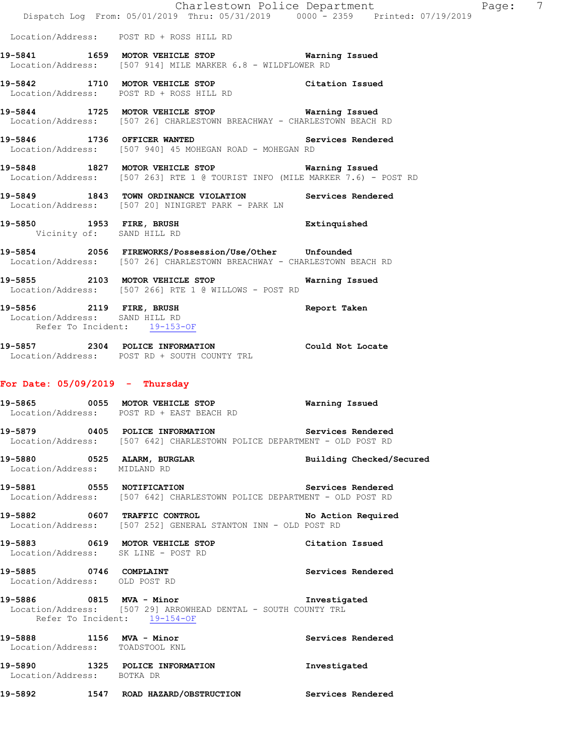Location/Address: POST RD + ROSS HILL RD

**19-5841 1659 MOTOR VEHICLE STOP Warning Issued**
Location/Address: [507 914] MILE MARKER 6.8 - WILDFLOWER RD

**19-5842 1710 MOTOR VEHICLE STOP Citation Issued**
Location/Address: POST RD + ROSS HILL RD

**19-5844 1725 MOTOR VEHICLE STOP Warning Issued**
Location/Address: [507 26] CHARLESTOWN BREACHWAY - CHARLESTOWN BEACH RD

**19-5846 1736 OFFICER WANTED Services Rendered**
Location/Address: [507 940] 45 MOHEGAN ROAD - MOHEGAN RD

**19-5848 1827 MOTOR VEHICLE STOP Warning Issued**
Location/Address: [507 263] RTE 1 @ TOURIST INFO (MILE MARKER 7.6) - POST RD

**19-5849 1843 TOWN ORDINANCE VIOLATION Services Rendered**
Location/Address: [507 20] NINIGRET PARK - PARK LN

**19-5850 1953 FIRE, BRUSH Extinquished**
Vicinity of: SAND HILL RD

**19-5854 2056 FIREWORKS/Possession/Use/Other Unfounded**
Location/Address: [507 26] CHARLESTOWN BREACHWAY - CHARLESTOWN BEACH RD

**19-5855 2103 MOTOR VEHICLE STOP Warning Issued**
Location/Address: [507 266] RTE 1 @ WILLOWS - POST RD

**19-5856 2119 FIRE, BRUSH Report Taken**
Location/Address: SAND HILL RD
Refer To Incident: 19-153-OF

**19-5857 2304 POLICE INFORMATION Could Not Locate**
Location/Address: POST RD + SOUTH COUNTY TRL

## For Date: 05/09/2019 - Thursday

**19-5865 0055 MOTOR VEHICLE STOP Warning Issued**
Location/Address: POST RD + EAST BEACH RD

**19-5879 0405 POLICE INFORMATION Services Rendered**
Location/Address: [507 642] CHARLESTOWN POLICE DEPARTMENT - OLD POST RD

**19-5880 0525 ALARM, BURGLAR Building Checked/Secured**
Location/Address: MIDLAND RD

**19-5881 0555 NOTIFICATION Services Rendered**
Location/Address: [507 642] CHARLESTOWN POLICE DEPARTMENT - OLD POST RD

**19-5882 0607 TRAFFIC CONTROL No Action Required**
Location/Address: [507 252] GENERAL STANTON INN - OLD POST RD

**19-5883 0619 MOTOR VEHICLE STOP Citation Issued**
Location/Address: SK LINE - POST RD

**19-5885 0746 COMPLAINT Services Rendered**
Location/Address: OLD POST RD

**19-5886 0815 MVA - Minor Investigated**
Location/Address: [507 29] ARROWHEAD DENTAL - SOUTH COUNTY TRL
Refer To Incident: 19-154-OF

**19-5888 1156 MVA - Minor Services Rendered**
Location/Address: TOADSTOOL KNL

**19-5890 1325 POLICE INFORMATION Investigated**
Location/Address: BOTKA DR

**19-5892 1547 ROAD HAZARD/OBSTRUCTION Services Rendered**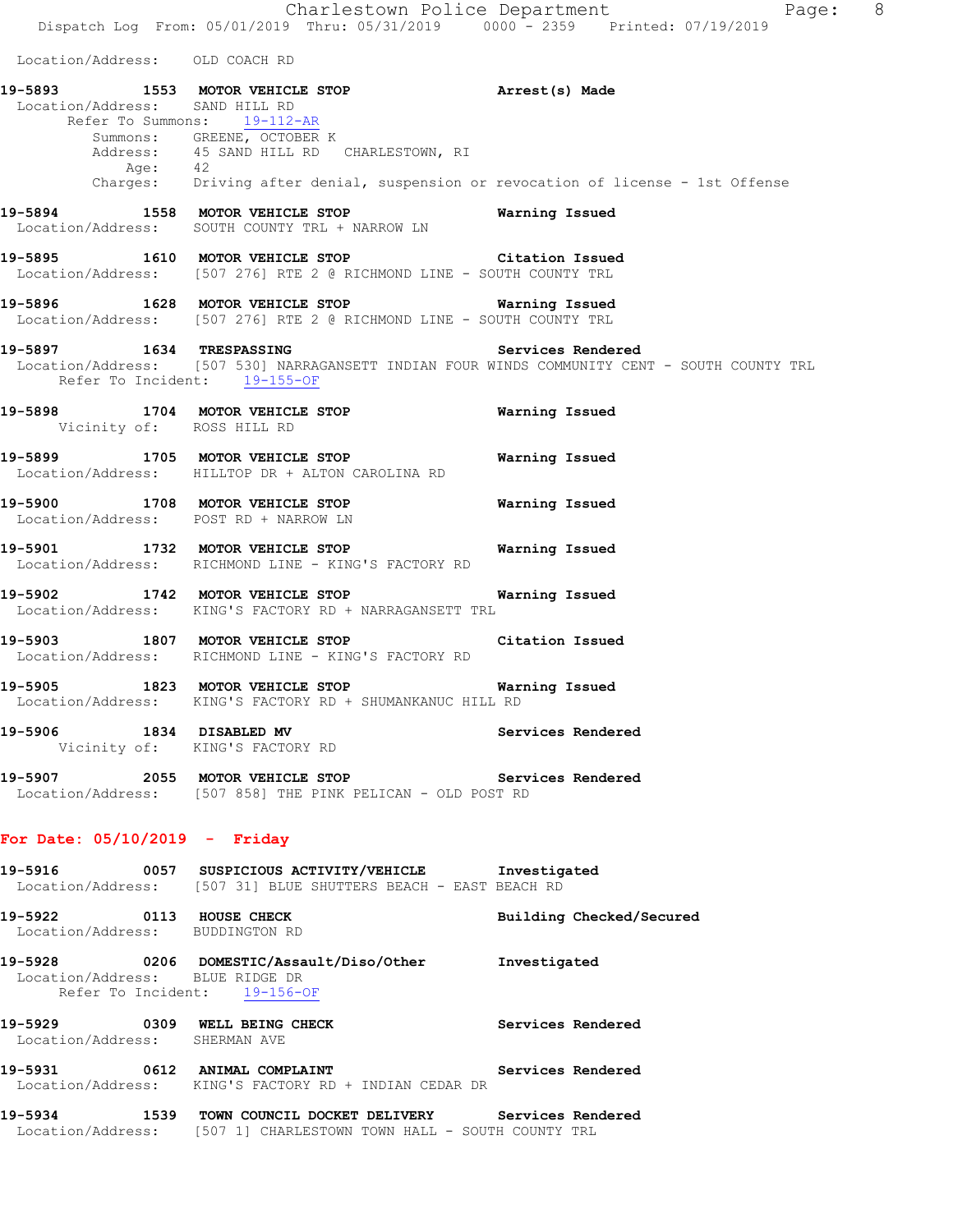Location/Address: OLD COACH RD

**19-5893 1553 MOTOR VEHICLE STOP** Arrest(s) Made
Location/Address: SAND HILL RD
Refer To Summons: 19-112-AR
Summons: GREENE, OCTOBER K
Address: 45 SAND HILL RD CHARLESTOWN, RI
Age: 42
Charges: Driving after denial, suspension or revocation of license - 1st Offense

**19-5894 1558 MOTOR VEHICLE STOP** Warning Issued
Location/Address: SOUTH COUNTY TRL + NARROW LN

**19-5895 1610 MOTOR VEHICLE STOP** Citation Issued
Location/Address: [507 276] RTE 2 @ RICHMOND LINE - SOUTH COUNTY TRL

**19-5896 1628 MOTOR VEHICLE STOP** Warning Issued
Location/Address: [507 276] RTE 2 @ RICHMOND LINE - SOUTH COUNTY TRL

**19-5897 1634 TRESPASSING** Services Rendered
Location/Address: [507 530] NARRAGANSETT INDIAN FOUR WINDS COMMUNITY CENT - SOUTH COUNTY TRL
Refer To Incident: 19-155-OF

**19-5898 1704 MOTOR VEHICLE STOP** Warning Issued
Vicinity of: ROSS HILL RD

**19-5899 1705 MOTOR VEHICLE STOP** Warning Issued
Location/Address: HILLTOP DR + ALTON CAROLINA RD

**19-5900 1708 MOTOR VEHICLE STOP** Warning Issued
Location/Address: POST RD + NARROW LN

**19-5901 1732 MOTOR VEHICLE STOP** Warning Issued
Location/Address: RICHMOND LINE - KING'S FACTORY RD

**19-5902 1742 MOTOR VEHICLE STOP** Warning Issued
Location/Address: KING'S FACTORY RD + NARRAGANSETT TRL

**19-5903 1807 MOTOR VEHICLE STOP** Citation Issued
Location/Address: RICHMOND LINE - KING'S FACTORY RD

**19-5905 1823 MOTOR VEHICLE STOP** Warning Issued
Location/Address: KING'S FACTORY RD + SHUMANKANUC HILL RD

**19-5906 1834 DISABLED MV** Services Rendered
Vicinity of: KING'S FACTORY RD

**19-5907 2055 MOTOR VEHICLE STOP** Services Rendered
Location/Address: [507 858] THE PINK PELICAN - OLD POST RD

## For Date: 05/10/2019 - Friday

**19-5916 0057 SUSPICIOUS ACTIVITY/VEHICLE** Investigated
Location/Address: [507 31] BLUE SHUTTERS BEACH - EAST BEACH RD

**19-5922 0113 HOUSE CHECK** Building Checked/Secured
Location/Address: BUDDINGTON RD

**19-5928 0206 DOMESTIC/Assault/Diso/Other** Investigated
Location/Address: BLUE RIDGE DR
Refer To Incident: 19-156-OF

**19-5929 0309 WELL BEING CHECK** Services Rendered
Location/Address: SHERMAN AVE

**19-5931 0612 ANIMAL COMPLAINT** Services Rendered
Location/Address: KING'S FACTORY RD + INDIAN CEDAR DR

**19-5934 1539 TOWN COUNCIL DOCKET DELIVERY** Services Rendered
Location/Address: [507 1] CHARLESTOWN TOWN HALL - SOUTH COUNTY TRL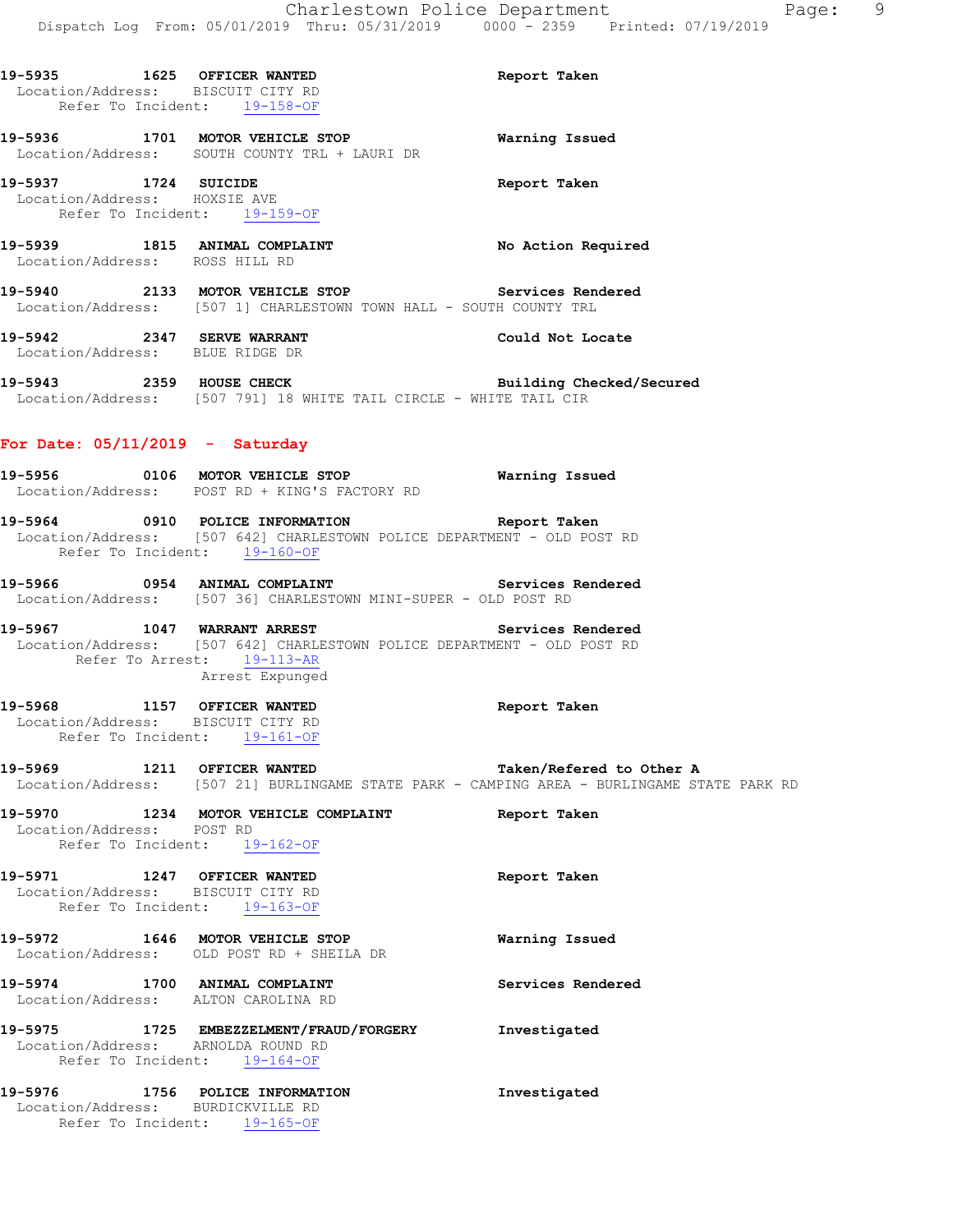19-5935 1625 OFFICER WANTED Report Taken
Location/Address: BISCUIT CITY RD
Refer To Incident: 19-158-OF

19-5936 1701 MOTOR VEHICLE STOP Warning Issued
Location/Address: SOUTH COUNTY TRL + LAURI DR

19-5937 1724 SUICIDE Report Taken
Location/Address: HOXSIE AVE
Refer To Incident: 19-159-OF

19-5939 1815 ANIMAL COMPLAINT No Action Required
Location/Address: ROSS HILL RD

19-5940 2133 MOTOR VEHICLE STOP Services Rendered
Location/Address: [507 1] CHARLESTOWN TOWN HALL - SOUTH COUNTY TRL

19-5942 2347 SERVE WARRANT Could Not Locate
Location/Address: BLUE RIDGE DR

19-5943 2359 HOUSE CHECK Building Checked/Secured
Location/Address: [507 791] 18 WHITE TAIL CIRCLE - WHITE TAIL CIR

**For Date: 05/11/2019 - Saturday**

19-5956 0106 MOTOR VEHICLE STOP Warning Issued
Location/Address: POST RD + KING'S FACTORY RD

19-5964 0910 POLICE INFORMATION Report Taken
Location/Address: [507 642] CHARLESTOWN POLICE DEPARTMENT - OLD POST RD
Refer To Incident: 19-160-OF

19-5966 0954 ANIMAL COMPLAINT Services Rendered
Location/Address: [507 36] CHARLESTOWN MINI-SUPER - OLD POST RD

19-5967 1047 WARRANT ARREST Services Rendered
Location/Address: [507 642] CHARLESTOWN POLICE DEPARTMENT - OLD POST RD
Refer To Arrest: 19-113-AR
Arrest Expunged

19-5968 1157 OFFICER WANTED Report Taken
Location/Address: BISCUIT CITY RD
Refer To Incident: 19-161-OF

19-5969 1211 OFFICER WANTED Taken/Refered to Other A
Location/Address: [507 21] BURLINGAME STATE PARK - CAMPING AREA - BURLINGAME STATE PARK RD

19-5970 1234 MOTOR VEHICLE COMPLAINT Report Taken
Location/Address: POST RD
Refer To Incident: 19-162-OF

19-5971 1247 OFFICER WANTED Report Taken
Location/Address: BISCUIT CITY RD
Refer To Incident: 19-163-OF

19-5972 1646 MOTOR VEHICLE STOP Warning Issued
Location/Address: OLD POST RD + SHEILA DR

19-5974 1700 ANIMAL COMPLAINT Services Rendered
Location/Address: ALTON CAROLINA RD

19-5975 1725 EMBEZZELMENT/FRAUD/FORGERY Investigated
Location/Address: ARNOLDA ROUND RD
Refer To Incident: 19-164-OF

19-5976 1756 POLICE INFORMATION Investigated
Location/Address: BURDICKVILLE RD
Refer To Incident: 19-165-OF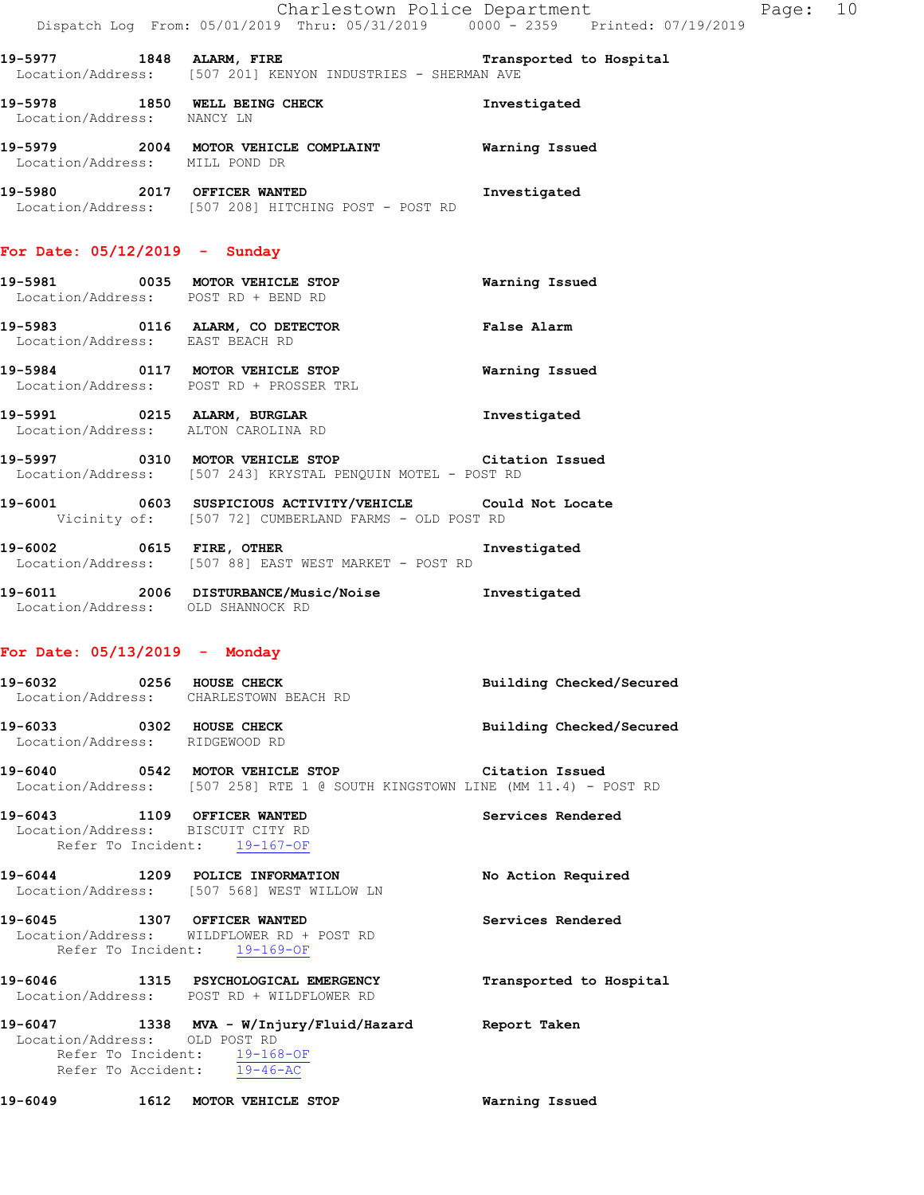19-5977 1848 **ALARM, FIRE** **Transported to Hospital**
Location/Address: [507 201] KENYON INDUSTRIES - SHERMAN AVE

19-5978 1850 **WELL BEING CHECK** **Investigated**
Location/Address: NANCY LN

19-5979 2004 **MOTOR VEHICLE COMPLAINT** **Warning Issued**
Location/Address: MILL POND DR

19-5980 2017 **OFFICER WANTED** **Investigated**
Location/Address: [507 208] HITCHING POST - POST RD

## For Date: 05/12/2019 - Sunday

19-5981 0035 **MOTOR VEHICLE STOP** **Warning Issued**
Location/Address: POST RD + BEND RD

19-5983 0116 **ALARM, CO DETECTOR** **False Alarm**
Location/Address: EAST BEACH RD

19-5984 0117 **MOTOR VEHICLE STOP** **Warning Issued**
Location/Address: POST RD + PROSSER TRL

19-5991 0215 **ALARM, BURGLAR** **Investigated**
Location/Address: ALTON CAROLINA RD

19-5997 0310 **MOTOR VEHICLE STOP** **Citation Issued**
Location/Address: [507 243] KRYSTAL PENQUIN MOTEL - POST RD

19-6001 0603 **SUSPICIOUS ACTIVITY/VEHICLE** **Could Not Locate**
Vicinity of: [507 72] CUMBERLAND FARMS - OLD POST RD

19-6002 0615 **FIRE, OTHER** **Investigated**
Location/Address: [507 88] EAST WEST MARKET - POST RD

19-6011 2006 **DISTURBANCE/Music/Noise** **Investigated**
Location/Address: OLD SHANNOCK RD

## For Date: 05/13/2019 - Monday

19-6032 0256 **HOUSE CHECK** **Building Checked/Secured**
Location/Address: CHARLESTOWN BEACH RD

19-6033 0302 **HOUSE CHECK** **Building Checked/Secured**
Location/Address: RIDGEWOOD RD

19-6040 0542 **MOTOR VEHICLE STOP** **Citation Issued**
Location/Address: [507 258] RTE 1 @ SOUTH KINGSTOWN LINE (MM 11.4) - POST RD

19-6043 1109 **OFFICER WANTED** **Services Rendered**
Location/Address: BISCUIT CITY RD
Refer To Incident: 19-167-OF

19-6044 1209 **POLICE INFORMATION** **No Action Required**
Location/Address: [507 568] WEST WILLOW LN

19-6045 1307 **OFFICER WANTED** **Services Rendered**
Location/Address: WILDFLOWER RD + POST RD
Refer To Incident: 19-169-OF

19-6046 1315 **PSYCHOLOGICAL EMERGENCY** **Transported to Hospital**
Location/Address: POST RD + WILDFLOWER RD

19-6047 1338 **MVA - W/Injury/Fluid/Hazard** **Report Taken**
Location/Address: OLD POST RD
Refer To Incident: 19-168-OF
Refer To Accident: 19-46-AC

19-6049 1612 **MOTOR VEHICLE STOP** **Warning Issued**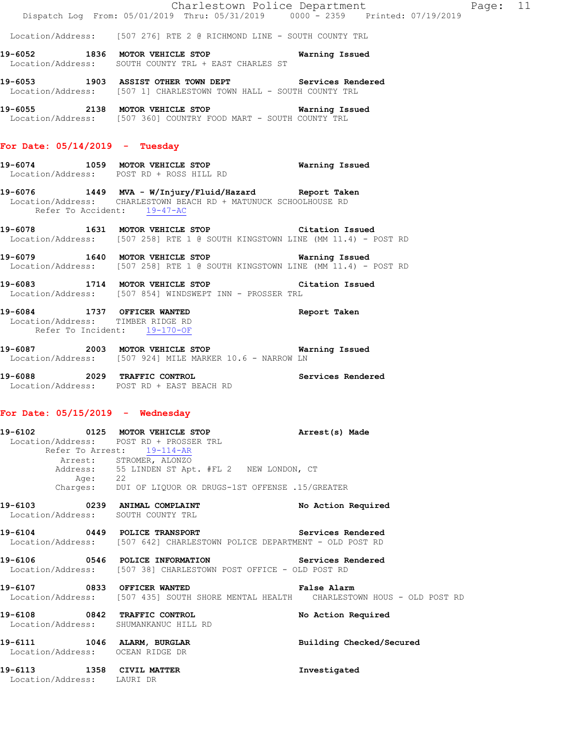Location/Address: [507 276] RTE 2 @ RICHMOND LINE - SOUTH COUNTY TRL

**19-6052 1836 MOTOR VEHICLE STOP** — Warning Issued
Location/Address: SOUTH COUNTY TRL + EAST CHARLES ST

**19-6053 1903 ASSIST OTHER TOWN DEPT** — Services Rendered
Location/Address: [507 1] CHARLESTOWN TOWN HALL - SOUTH COUNTY TRL

**19-6055 2138 MOTOR VEHICLE STOP** — Warning Issued
Location/Address: [507 360] COUNTRY FOOD MART - SOUTH COUNTY TRL

## For Date: 05/14/2019 - Tuesday

**19-6074 1059 MOTOR VEHICLE STOP** — Warning Issued
Location/Address: POST RD + ROSS HILL RD

**19-6076 1449 MVA - W/Injury/Fluid/Hazard** — Report Taken
Location/Address: CHARLESTOWN BEACH RD + MATUNUCK SCHOOLHOUSE RD
Refer To Accident: 19-47-AC

**19-6078 1631 MOTOR VEHICLE STOP** — Citation Issued
Location/Address: [507 258] RTE 1 @ SOUTH KINGSTOWN LINE (MM 11.4) - POST RD

**19-6079 1640 MOTOR VEHICLE STOP** — Warning Issued
Location/Address: [507 258] RTE 1 @ SOUTH KINGSTOWN LINE (MM 11.4) - POST RD

**19-6083 1714 MOTOR VEHICLE STOP** — Citation Issued
Location/Address: [507 854] WINDSWEPT INN - PROSSER TRL

**19-6084 1737 OFFICER WANTED** — Report Taken
Location/Address: TIMBER RIDGE RD
Refer To Incident: 19-170-OF

**19-6087 2003 MOTOR VEHICLE STOP** — Warning Issued
Location/Address: [507 924] MILE MARKER 10.6 - NARROW LN

**19-6088 2029 TRAFFIC CONTROL** — Services Rendered
Location/Address: POST RD + EAST BEACH RD

## For Date: 05/15/2019 - Wednesday

**19-6102 0125 MOTOR VEHICLE STOP** — Arrest(s) Made
Location/Address: POST RD + PROSSER TRL
Refer To Arrest: 19-114-AR
Arrest: STROMER, ALONZO
Address: 55 LINDEN ST Apt. #FL 2 NEW LONDON, CT
Age: 22
Charges: DUI OF LIQUOR OR DRUGS-1ST OFFENSE .15/GREATER

**19-6103 0239 ANIMAL COMPLAINT** — No Action Required
Location/Address: SOUTH COUNTY TRL

**19-6104 0449 POLICE TRANSPORT** — Services Rendered
Location/Address: [507 642] CHARLESTOWN POLICE DEPARTMENT - OLD POST RD

**19-6106 0546 POLICE INFORMATION** — Services Rendered
Location/Address: [507 38] CHARLESTOWN POST OFFICE - OLD POST RD

**19-6107 0833 OFFICER WANTED** — False Alarm
Location/Address: [507 435] SOUTH SHORE MENTAL HEALTH CHARLESTOWN HOUS - OLD POST RD

**19-6108 0842 TRAFFIC CONTROL** — No Action Required
Location/Address: SHUMANKANUC HILL RD

**19-6111 1046 ALARM, BURGLAR** — Building Checked/Secured
Location/Address: OCEAN RIDGE DR

**19-6113 1358 CIVIL MATTER** — Investigated
Location/Address: LAURI DR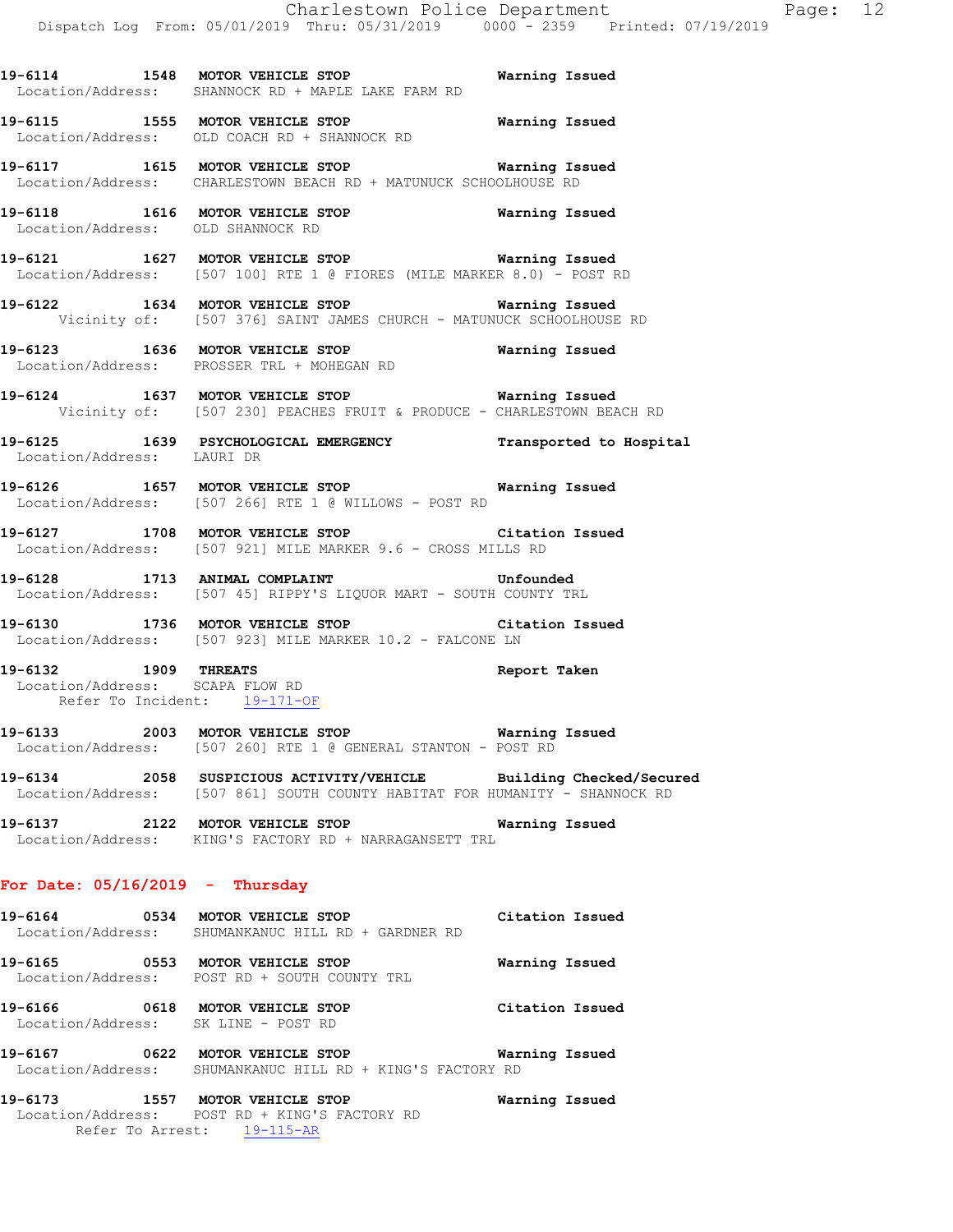**19-6114 1548 MOTOR VEHICLE STOP** **Warning Issued**
Location/Address: SHANNOCK RD + MAPLE LAKE FARM RD

**19-6115 1555 MOTOR VEHICLE STOP** **Warning Issued**
Location/Address: OLD COACH RD + SHANNOCK RD

**19-6117 1615 MOTOR VEHICLE STOP** **Warning Issued**
Location/Address: CHARLESTOWN BEACH RD + MATUNUCK SCHOOLHOUSE RD

**19-6118 1616 MOTOR VEHICLE STOP** **Warning Issued**
Location/Address: OLD SHANNOCK RD

**19-6121 1627 MOTOR VEHICLE STOP** **Warning Issued**
Location/Address: [507 100] RTE 1 @ FIORES (MILE MARKER 8.0) - POST RD

**19-6122 1634 MOTOR VEHICLE STOP** **Warning Issued**
Vicinity of: [507 376] SAINT JAMES CHURCH - MATUNUCK SCHOOLHOUSE RD

**19-6123 1636 MOTOR VEHICLE STOP** **Warning Issued**
Location/Address: PROSSER TRL + MOHEGAN RD

**19-6124 1637 MOTOR VEHICLE STOP** **Warning Issued**
Vicinity of: [507 230] PEACHES FRUIT & PRODUCE - CHARLESTOWN BEACH RD

**19-6125 1639 PSYCHOLOGICAL EMERGENCY** **Transported to Hospital**
Location/Address: LAURI DR

**19-6126 1657 MOTOR VEHICLE STOP** **Warning Issued**
Location/Address: [507 266] RTE 1 @ WILLOWS - POST RD

**19-6127 1708 MOTOR VEHICLE STOP** **Citation Issued**
Location/Address: [507 921] MILE MARKER 9.6 - CROSS MILLS RD

**19-6128 1713 ANIMAL COMPLAINT** **Unfounded**
Location/Address: [507 45] RIPPY'S LIQUOR MART - SOUTH COUNTY TRL

**19-6130 1736 MOTOR VEHICLE STOP** **Citation Issued**
Location/Address: [507 923] MILE MARKER 10.2 - FALCONE LN

**19-6132 1909 THREATS** **Report Taken**
Location/Address: SCAPA FLOW RD
Refer To Incident: 19-171-OF

**19-6133 2003 MOTOR VEHICLE STOP** **Warning Issued**
Location/Address: [507 260] RTE 1 @ GENERAL STANTON - POST RD

**19-6134 2058 SUSPICIOUS ACTIVITY/VEHICLE** **Building Checked/Secured**
Location/Address: [507 861] SOUTH COUNTY HABITAT FOR HUMANITY - SHANNOCK RD

**19-6137 2122 MOTOR VEHICLE STOP** **Warning Issued**
Location/Address: KING'S FACTORY RD + NARRAGANSETT TRL

## For Date: 05/16/2019 - Thursday

**19-6164 0534 MOTOR VEHICLE STOP** **Citation Issued**
Location/Address: SHUMANKANUC HILL RD + GARDNER RD

**19-6165 0553 MOTOR VEHICLE STOP** **Warning Issued**
Location/Address: POST RD + SOUTH COUNTY TRL

**19-6166 0618 MOTOR VEHICLE STOP** **Citation Issued**
Location/Address: SK LINE - POST RD

**19-6167 0622 MOTOR VEHICLE STOP** **Warning Issued**
Location/Address: SHUMANKANUC HILL RD + KING'S FACTORY RD

**19-6173 1557 MOTOR VEHICLE STOP** **Warning Issued**
Location/Address: POST RD + KING'S FACTORY RD
Refer To Arrest: 19-115-AR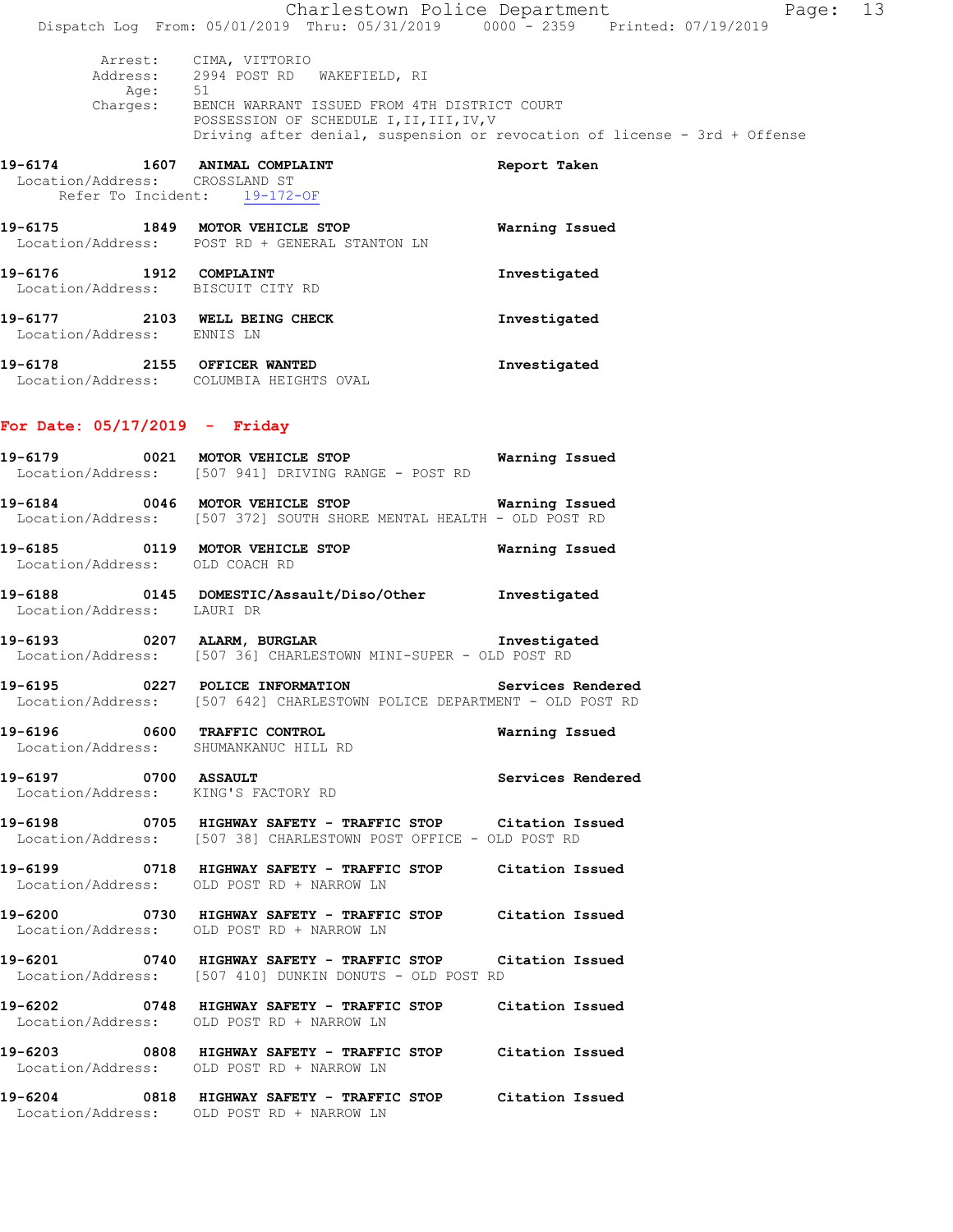Arrest: CIMA, VITTORIO
Address: 2994 POST RD WAKEFIELD, RI
Age: 51
Charges: BENCH WARRANT ISSUED FROM 4TH DISTRICT COURT
POSSESSION OF SCHEDULE I,II,III,IV,V
Driving after denial, suspension or revocation of license - 3rd + Offense

**19-6174 1607 ANIMAL COMPLAINT** Report Taken
Location/Address: CROSSLAND ST
Refer To Incident: 19-172-OF

**19-6175 1849 MOTOR VEHICLE STOP** Warning Issued
Location/Address: POST RD + GENERAL STANTON LN

**19-6176 1912 COMPLAINT** Investigated
Location/Address: BISCUIT CITY RD

**19-6177 2103 WELL BEING CHECK** Investigated
Location/Address: ENNIS LN

**19-6178 2155 OFFICER WANTED** Investigated
Location/Address: COLUMBIA HEIGHTS OVAL

## For Date: 05/17/2019 - Friday

**19-6179 0021 MOTOR VEHICLE STOP** Warning Issued
Location/Address: [507 941] DRIVING RANGE - POST RD

**19-6184 0046 MOTOR VEHICLE STOP** Warning Issued
Location/Address: [507 372] SOUTH SHORE MENTAL HEALTH - OLD POST RD

**19-6185 0119 MOTOR VEHICLE STOP** Warning Issued
Location/Address: OLD COACH RD

**19-6188 0145 DOMESTIC/Assault/Diso/Other** Investigated
Location/Address: LAURI DR

**19-6193 0207 ALARM, BURGLAR** Investigated
Location/Address: [507 36] CHARLESTOWN MINI-SUPER - OLD POST RD

**19-6195 0227 POLICE INFORMATION** Services Rendered
Location/Address: [507 642] CHARLESTOWN POLICE DEPARTMENT - OLD POST RD

**19-6196 0600 TRAFFIC CONTROL** Warning Issued
Location/Address: SHUMANKANUC HILL RD

**19-6197 0700 ASSAULT** Services Rendered
Location/Address: KING'S FACTORY RD

**19-6198 0705 HIGHWAY SAFETY - TRAFFIC STOP** Citation Issued
Location/Address: [507 38] CHARLESTOWN POST OFFICE - OLD POST RD

**19-6199 0718 HIGHWAY SAFETY - TRAFFIC STOP** Citation Issued
Location/Address: OLD POST RD + NARROW LN

**19-6200 0730 HIGHWAY SAFETY - TRAFFIC STOP** Citation Issued
Location/Address: OLD POST RD + NARROW LN

**19-6201 0740 HIGHWAY SAFETY - TRAFFIC STOP** Citation Issued
Location/Address: [507 410] DUNKIN DONUTS - OLD POST RD

**19-6202 0748 HIGHWAY SAFETY - TRAFFIC STOP** Citation Issued
Location/Address: OLD POST RD + NARROW LN

**19-6203 0808 HIGHWAY SAFETY - TRAFFIC STOP** Citation Issued
Location/Address: OLD POST RD + NARROW LN

**19-6204 0818 HIGHWAY SAFETY - TRAFFIC STOP** Citation Issued
Location/Address: OLD POST RD + NARROW LN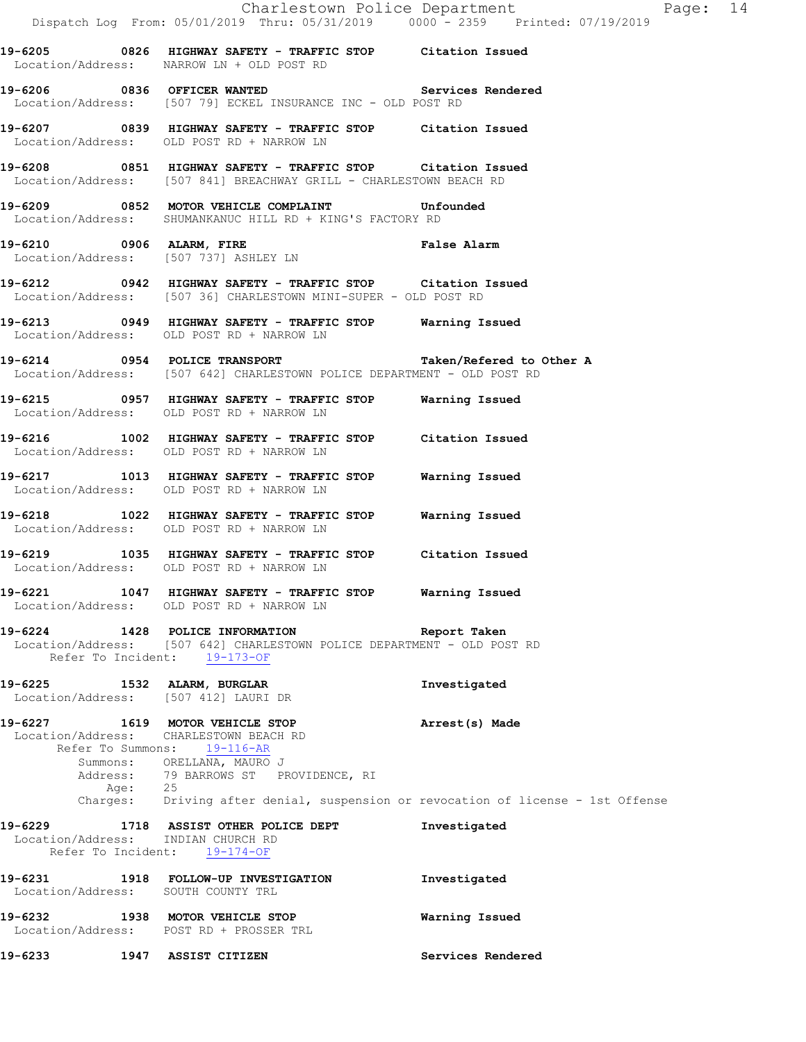Charlestown Police Department
Dispatch Log From: 05/01/2019 Thru: 05/31/2019 0000 - 2359 Printed: 07/19/2019

**19-6205 0826 HIGHWAY SAFETY - TRAFFIC STOP Citation Issued**
Location/Address: NARROW LN + OLD POST RD

**19-6206 0836 OFFICER WANTED Services Rendered**
Location/Address: [507 79] ECKEL INSURANCE INC - OLD POST RD

**19-6207 0839 HIGHWAY SAFETY - TRAFFIC STOP Citation Issued**
Location/Address: OLD POST RD + NARROW LN

**19-6208 0851 HIGHWAY SAFETY - TRAFFIC STOP Citation Issued**
Location/Address: [507 841] BREACHWAY GRILL - CHARLESTOWN BEACH RD

**19-6209 0852 MOTOR VEHICLE COMPLAINT Unfounded**
Location/Address: SHUMANKANUC HILL RD + KING'S FACTORY RD

**19-6210 0906 ALARM, FIRE False Alarm**
Location/Address: [507 737] ASHLEY LN

**19-6212 0942 HIGHWAY SAFETY - TRAFFIC STOP Citation Issued**
Location/Address: [507 36] CHARLESTOWN MINI-SUPER - OLD POST RD

**19-6213 0949 HIGHWAY SAFETY - TRAFFIC STOP Warning Issued**
Location/Address: OLD POST RD + NARROW LN

**19-6214 0954 POLICE TRANSPORT Taken/Refered to Other A**
Location/Address: [507 642] CHARLESTOWN POLICE DEPARTMENT - OLD POST RD

**19-6215 0957 HIGHWAY SAFETY - TRAFFIC STOP Warning Issued**
Location/Address: OLD POST RD + NARROW LN

**19-6216 1002 HIGHWAY SAFETY - TRAFFIC STOP Citation Issued**
Location/Address: OLD POST RD + NARROW LN

**19-6217 1013 HIGHWAY SAFETY - TRAFFIC STOP Warning Issued**
Location/Address: OLD POST RD + NARROW LN

**19-6218 1022 HIGHWAY SAFETY - TRAFFIC STOP Warning Issued**
Location/Address: OLD POST RD + NARROW LN

**19-6219 1035 HIGHWAY SAFETY - TRAFFIC STOP Citation Issued**
Location/Address: OLD POST RD + NARROW LN

**19-6221 1047 HIGHWAY SAFETY - TRAFFIC STOP Warning Issued**
Location/Address: OLD POST RD + NARROW LN

**19-6224 1428 POLICE INFORMATION Report Taken**
Location/Address: [507 642] CHARLESTOWN POLICE DEPARTMENT - OLD POST RD
Refer To Incident: 19-173-OF

**19-6225 1532 ALARM, BURGLAR Investigated**
Location/Address: [507 412] LAURI DR

**19-6227 1619 MOTOR VEHICLE STOP Arrest(s) Made**
Location/Address: CHARLESTOWN BEACH RD
Refer To Summons: 19-116-AR
Summons: ORELLANA, MAURO J
Address: 79 BARROWS ST PROVIDENCE, RI
Age: 25
Charges: Driving after denial, suspension or revocation of license - 1st Offense

**19-6229 1718 ASSIST OTHER POLICE DEPT Investigated**
Location/Address: INDIAN CHURCH RD
Refer To Incident: 19-174-OF

**19-6231 1918 FOLLOW-UP INVESTIGATION Investigated**
Location/Address: SOUTH COUNTY TRL

**19-6232 1938 MOTOR VEHICLE STOP Warning Issued**
Location/Address: POST RD + PROSSER TRL

**19-6233 1947 ASSIST CITIZEN Services Rendered**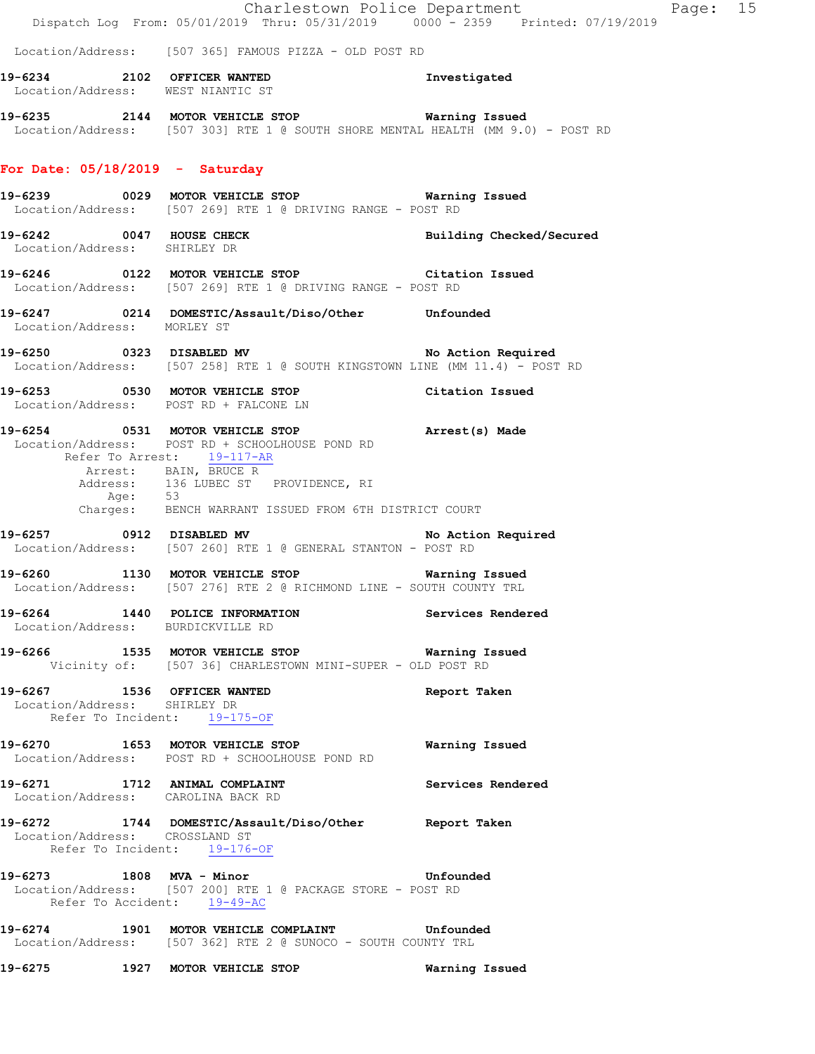Location/Address: [507 365] FAMOUS PIZZA - OLD POST RD

**19-6234 2102 OFFICER WANTED** Investigated
Location/Address: WEST NIANTIC ST

**19-6235 2144 MOTOR VEHICLE STOP** Warning Issued
Location/Address: [507 303] RTE 1 @ SOUTH SHORE MENTAL HEALTH (MM 9.0) - POST RD

## For Date: 05/18/2019 - Saturday

**19-6239 0029 MOTOR VEHICLE STOP** Warning Issued
Location/Address: [507 269] RTE 1 @ DRIVING RANGE - POST RD

**19-6242 0047 HOUSE CHECK** Building Checked/Secured
Location/Address: SHIRLEY DR

**19-6246 0122 MOTOR VEHICLE STOP** Citation Issued
Location/Address: [507 269] RTE 1 @ DRIVING RANGE - POST RD

**19-6247 0214 DOMESTIC/Assault/Diso/Other** Unfounded
Location/Address: MORLEY ST

**19-6250 0323 DISABLED MV** No Action Required
Location/Address: [507 258] RTE 1 @ SOUTH KINGSTOWN LINE (MM 11.4) - POST RD

**19-6253 0530 MOTOR VEHICLE STOP** Citation Issued
Location/Address: POST RD + FALCONE LN

**19-6254 0531 MOTOR VEHICLE STOP** Arrest(s) Made
Location/Address: POST RD + SCHOOLHOUSE POND RD
Refer To Arrest: 19-117-AR
Arrest: BAIN, BRUCE R
Address: 136 LUBEC ST PROVIDENCE, RI
Age: 53
Charges: BENCH WARRANT ISSUED FROM 6TH DISTRICT COURT

**19-6257 0912 DISABLED MV** No Action Required
Location/Address: [507 260] RTE 1 @ GENERAL STANTON - POST RD

**19-6260 1130 MOTOR VEHICLE STOP** Warning Issued
Location/Address: [507 276] RTE 2 @ RICHMOND LINE - SOUTH COUNTY TRL

**19-6264 1440 POLICE INFORMATION** Services Rendered
Location/Address: BURDICKVILLE RD

**19-6266 1535 MOTOR VEHICLE STOP** Warning Issued
Vicinity of: [507 36] CHARLESTOWN MINI-SUPER - OLD POST RD

**19-6267 1536 OFFICER WANTED** Report Taken
Location/Address: SHIRLEY DR
Refer To Incident: 19-175-OF

**19-6270 1653 MOTOR VEHICLE STOP** Warning Issued
Location/Address: POST RD + SCHOOLHOUSE POND RD

**19-6271 1712 ANIMAL COMPLAINT** Services Rendered
Location/Address: CAROLINA BACK RD

**19-6272 1744 DOMESTIC/Assault/Diso/Other** Report Taken
Location/Address: CROSSLAND ST
Refer To Incident: 19-176-OF

**19-6273 1808 MVA - Minor** Unfounded
Location/Address: [507 200] RTE 1 @ PACKAGE STORE - POST RD
Refer To Accident: 19-49-AC

**19-6274 1901 MOTOR VEHICLE COMPLAINT** Unfounded
Location/Address: [507 362] RTE 2 @ SUNOCO - SOUTH COUNTY TRL

**19-6275 1927 MOTOR VEHICLE STOP** Warning Issued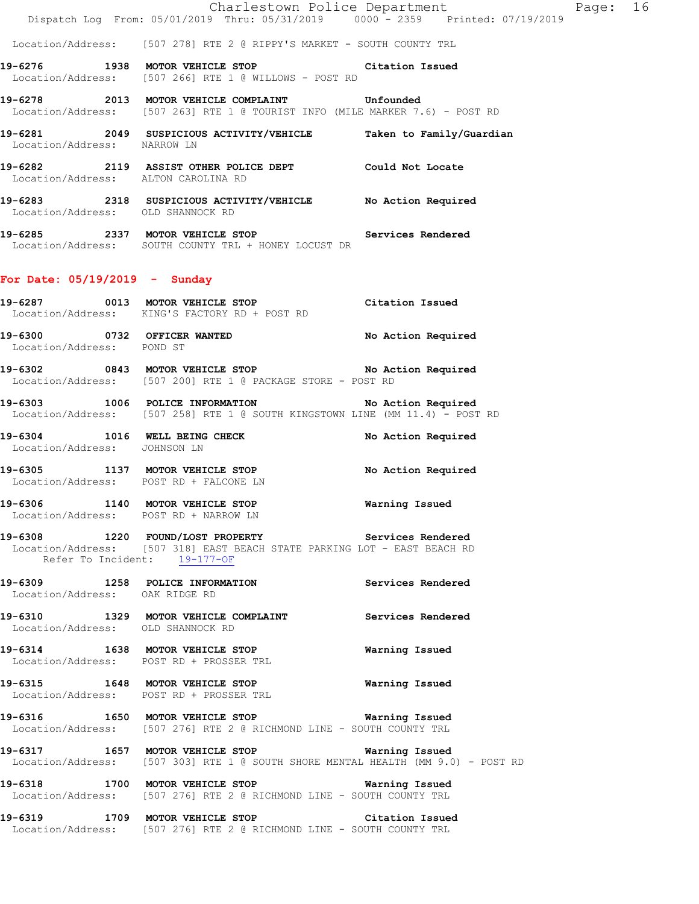Location/Address: [507 278] RTE 2 @ RIPPY'S MARKET - SOUTH COUNTY TRL

**19-6276 1938 MOTOR VEHICLE STOP** Citation Issued
Location/Address: [507 266] RTE 1 @ WILLOWS - POST RD

**19-6278 2013 MOTOR VEHICLE COMPLAINT** Unfounded
Location/Address: [507 263] RTE 1 @ TOURIST INFO (MILE MARKER 7.6) - POST RD

**19-6281 2049 SUSPICIOUS ACTIVITY/VEHICLE** Taken to Family/Guardian
Location/Address: NARROW LN

**19-6282 2119 ASSIST OTHER POLICE DEPT** Could Not Locate
Location/Address: ALTON CAROLINA RD

**19-6283 2318 SUSPICIOUS ACTIVITY/VEHICLE** No Action Required
Location/Address: OLD SHANNOCK RD

**19-6285 2337 MOTOR VEHICLE STOP** Services Rendered
Location/Address: SOUTH COUNTY TRL + HONEY LOCUST DR

## For Date: 05/19/2019 - Sunday

**19-6287 0013 MOTOR VEHICLE STOP** Citation Issued
Location/Address: KING'S FACTORY RD + POST RD

**19-6300 0732 OFFICER WANTED** No Action Required
Location/Address: POND ST

**19-6302 0843 MOTOR VEHICLE STOP** No Action Required
Location/Address: [507 200] RTE 1 @ PACKAGE STORE - POST RD

**19-6303 1006 POLICE INFORMATION** No Action Required
Location/Address: [507 258] RTE 1 @ SOUTH KINGSTOWN LINE (MM 11.4) - POST RD

**19-6304 1016 WELL BEING CHECK** No Action Required
Location/Address: JOHNSON LN

**19-6305 1137 MOTOR VEHICLE STOP** No Action Required
Location/Address: POST RD + FALCONE LN

**19-6306 1140 MOTOR VEHICLE STOP** Warning Issued
Location/Address: POST RD + NARROW LN

**19-6308 1220 FOUND/LOST PROPERTY** Services Rendered
Location/Address: [507 318] EAST BEACH STATE PARKING LOT - EAST BEACH RD
Refer To Incident: 19-177-OF

**19-6309 1258 POLICE INFORMATION** Services Rendered
Location/Address: OAK RIDGE RD

**19-6310 1329 MOTOR VEHICLE COMPLAINT** Services Rendered
Location/Address: OLD SHANNOCK RD

**19-6314 1638 MOTOR VEHICLE STOP** Warning Issued
Location/Address: POST RD + PROSSER TRL

**19-6315 1648 MOTOR VEHICLE STOP** Warning Issued
Location/Address: POST RD + PROSSER TRL

**19-6316 1650 MOTOR VEHICLE STOP** Warning Issued
Location/Address: [507 276] RTE 2 @ RICHMOND LINE - SOUTH COUNTY TRL

**19-6317 1657 MOTOR VEHICLE STOP** Warning Issued
Location/Address: [507 303] RTE 1 @ SOUTH SHORE MENTAL HEALTH (MM 9.0) - POST RD

**19-6318 1700 MOTOR VEHICLE STOP** Warning Issued
Location/Address: [507 276] RTE 2 @ RICHMOND LINE - SOUTH COUNTY TRL

**19-6319 1709 MOTOR VEHICLE STOP** Citation Issued
Location/Address: [507 276] RTE 2 @ RICHMOND LINE - SOUTH COUNTY TRL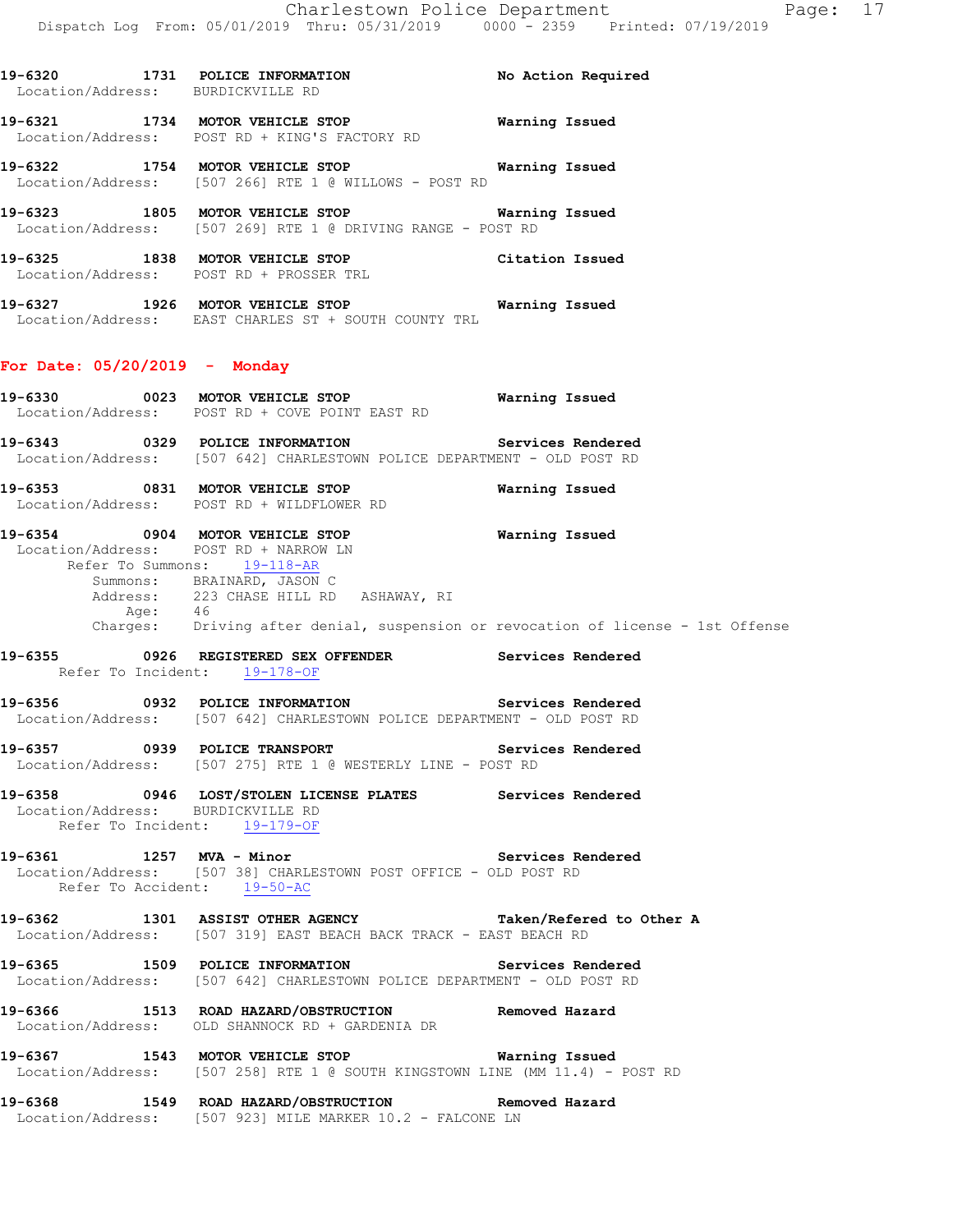**19-6320 1731 POLICE INFORMATION No Action Required**
Location/Address: BURDICKVILLE RD

**19-6321 1734 MOTOR VEHICLE STOP Warning Issued**
Location/Address: POST RD + KING'S FACTORY RD

**19-6322 1754 MOTOR VEHICLE STOP Warning Issued**
Location/Address: [507 266] RTE 1 @ WILLOWS - POST RD

**19-6323 1805 MOTOR VEHICLE STOP Warning Issued**
Location/Address: [507 269] RTE 1 @ DRIVING RANGE - POST RD

**19-6325 1838 MOTOR VEHICLE STOP Citation Issued**
Location/Address: POST RD + PROSSER TRL

**19-6327 1926 MOTOR VEHICLE STOP Warning Issued**
Location/Address: EAST CHARLES ST + SOUTH COUNTY TRL

## For Date: 05/20/2019 - Monday

**19-6330 0023 MOTOR VEHICLE STOP Warning Issued**
Location/Address: POST RD + COVE POINT EAST RD

**19-6343 0329 POLICE INFORMATION Services Rendered**
Location/Address: [507 642] CHARLESTOWN POLICE DEPARTMENT - OLD POST RD

**19-6353 0831 MOTOR VEHICLE STOP Warning Issued**
Location/Address: POST RD + WILDFLOWER RD

**19-6354 0904 MOTOR VEHICLE STOP Warning Issued**
Location/Address: POST RD + NARROW LN
Refer To Summons: 19-118-AR
Summons: BRAINARD, JASON C
Address: 223 CHASE HILL RD ASHAWAY, RI
Age: 46
Charges: Driving after denial, suspension or revocation of license - 1st Offense

**19-6355 0926 REGISTERED SEX OFFENDER Services Rendered**
Refer To Incident: 19-178-OF

**19-6356 0932 POLICE INFORMATION Services Rendered**
Location/Address: [507 642] CHARLESTOWN POLICE DEPARTMENT - OLD POST RD

**19-6357 0939 POLICE TRANSPORT Services Rendered**
Location/Address: [507 275] RTE 1 @ WESTERLY LINE - POST RD

**19-6358 0946 LOST/STOLEN LICENSE PLATES Services Rendered**
Location/Address: BURDICKVILLE RD
Refer To Incident: 19-179-OF

**19-6361 1257 MVA - Minor Services Rendered**
Location/Address: [507 38] CHARLESTOWN POST OFFICE - OLD POST RD
Refer To Accident: 19-50-AC

**19-6362 1301 ASSIST OTHER AGENCY Taken/Refered to Other A**
Location/Address: [507 319] EAST BEACH BACK TRACK - EAST BEACH RD

**19-6365 1509 POLICE INFORMATION Services Rendered**
Location/Address: [507 642] CHARLESTOWN POLICE DEPARTMENT - OLD POST RD

**19-6366 1513 ROAD HAZARD/OBSTRUCTION Removed Hazard**
Location/Address: OLD SHANNOCK RD + GARDENIA DR

**19-6367 1543 MOTOR VEHICLE STOP Warning Issued**
Location/Address: [507 258] RTE 1 @ SOUTH KINGSTOWN LINE (MM 11.4) - POST RD

**19-6368 1549 ROAD HAZARD/OBSTRUCTION Removed Hazard**
Location/Address: [507 923] MILE MARKER 10.2 - FALCONE LN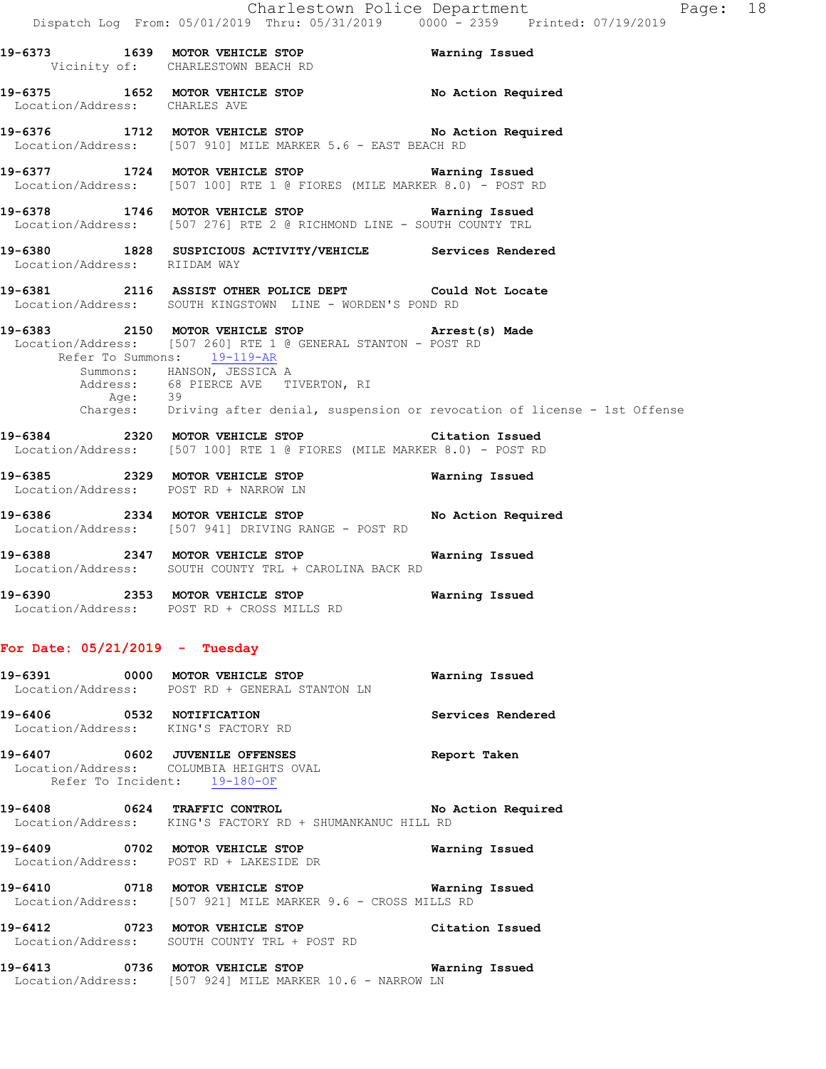**19-6373 1639 MOTOR VEHICLE STOP Warning Issued**
Vicinity of: CHARLESTOWN BEACH RD

**19-6375 1652 MOTOR VEHICLE STOP No Action Required**
Location/Address: CHARLES AVE

**19-6376 1712 MOTOR VEHICLE STOP No Action Required**
Location/Address: [507 910] MILE MARKER 5.6 - EAST BEACH RD

**19-6377 1724 MOTOR VEHICLE STOP Warning Issued**
Location/Address: [507 100] RTE 1 @ FIORES (MILE MARKER 8.0) - POST RD

**19-6378 1746 MOTOR VEHICLE STOP Warning Issued**
Location/Address: [507 276] RTE 2 @ RICHMOND LINE - SOUTH COUNTY TRL

**19-6380 1828 SUSPICIOUS ACTIVITY/VEHICLE Services Rendered**
Location/Address: RIIDAM WAY

**19-6381 2116 ASSIST OTHER POLICE DEPT Could Not Locate**
Location/Address: SOUTH KINGSTOWN LINE - WORDEN'S POND RD

**19-6383 2150 MOTOR VEHICLE STOP Arrest(s) Made**
Location/Address: [507 260] RTE 1 @ GENERAL STANTON - POST RD
Refer To Summons: 19-119-AR
Summons: HANSON, JESSICA A
Address: 68 PIERCE AVE TIVERTON, RI
Age: 39
Charges: Driving after denial, suspension or revocation of license - 1st Offense

**19-6384 2320 MOTOR VEHICLE STOP Citation Issued**
Location/Address: [507 100] RTE 1 @ FIORES (MILE MARKER 8.0) - POST RD

**19-6385 2329 MOTOR VEHICLE STOP Warning Issued**
Location/Address: POST RD + NARROW LN

**19-6386 2334 MOTOR VEHICLE STOP No Action Required**
Location/Address: [507 941] DRIVING RANGE - POST RD

**19-6388 2347 MOTOR VEHICLE STOP Warning Issued**
Location/Address: SOUTH COUNTY TRL + CAROLINA BACK RD

**19-6390 2353 MOTOR VEHICLE STOP Warning Issued**
Location/Address: POST RD + CROSS MILLS RD

## For Date: 05/21/2019 - Tuesday

**19-6391 0000 MOTOR VEHICLE STOP Warning Issued**
Location/Address: POST RD + GENERAL STANTON LN

**19-6406 0532 NOTIFICATION Services Rendered**
Location/Address: KING'S FACTORY RD

**19-6407 0602 JUVENILE OFFENSES Report Taken**
Location/Address: COLUMBIA HEIGHTS OVAL
Refer To Incident: 19-180-OF

**19-6408 0624 TRAFFIC CONTROL No Action Required**
Location/Address: KING'S FACTORY RD + SHUMANKANUC HILL RD

**19-6409 0702 MOTOR VEHICLE STOP Warning Issued**
Location/Address: POST RD + LAKESIDE DR

**19-6410 0718 MOTOR VEHICLE STOP Warning Issued**
Location/Address: [507 921] MILE MARKER 9.6 - CROSS MILLS RD

**19-6412 0723 MOTOR VEHICLE STOP Citation Issued**
Location/Address: SOUTH COUNTY TRL + POST RD

**19-6413 0736 MOTOR VEHICLE STOP Warning Issued**
Location/Address: [507 924] MILE MARKER 10.6 - NARROW LN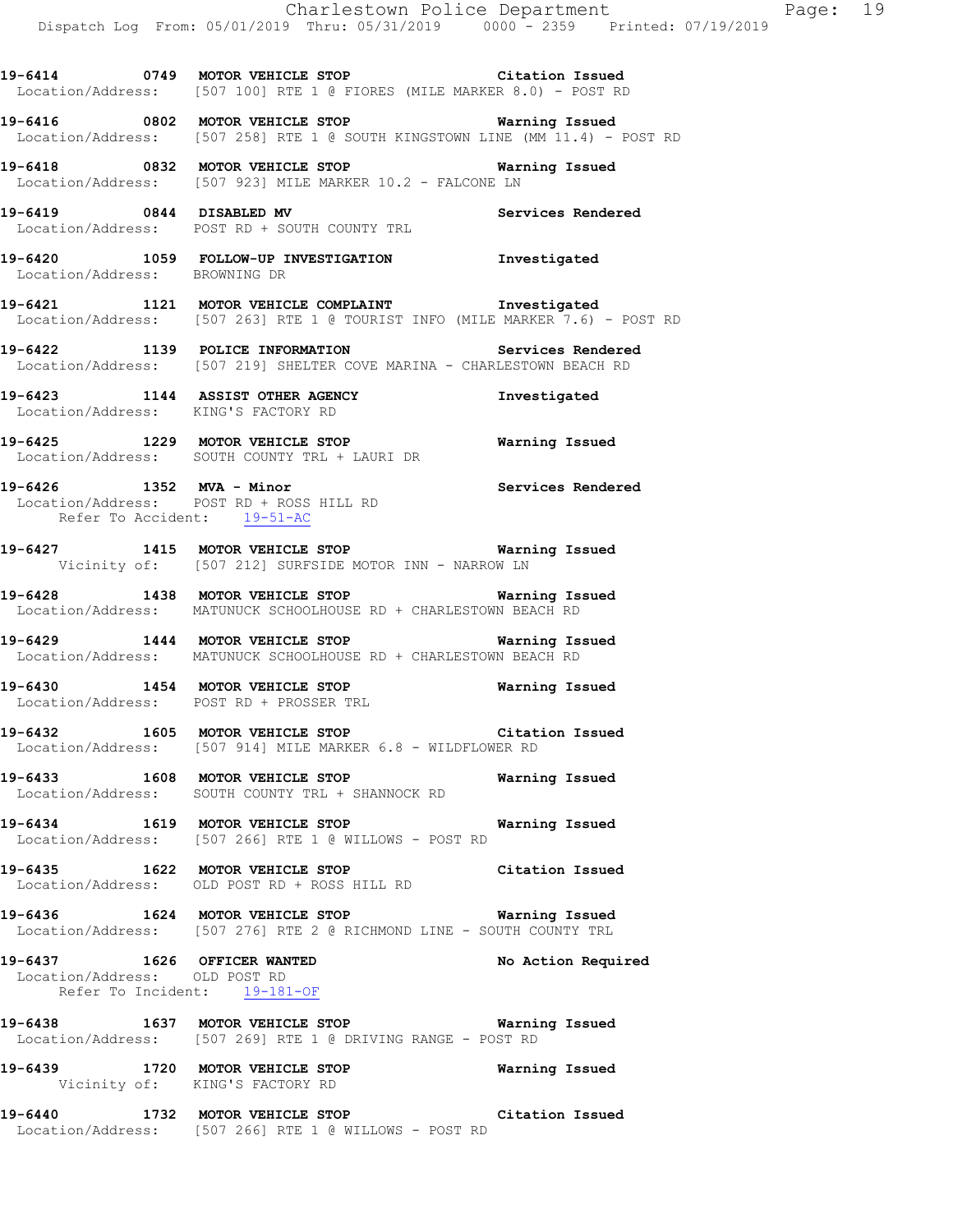**19-6414 0749 MOTOR VEHICLE STOP Citation Issued**
Location/Address: [507 100] RTE 1 @ FIORES (MILE MARKER 8.0) - POST RD

**19-6416 0802 MOTOR VEHICLE STOP Warning Issued**
Location/Address: [507 258] RTE 1 @ SOUTH KINGSTOWN LINE (MM 11.4) - POST RD

**19-6418 0832 MOTOR VEHICLE STOP Warning Issued**
Location/Address: [507 923] MILE MARKER 10.2 - FALCONE LN

**19-6419 0844 DISABLED MV Services Rendered**
Location/Address: POST RD + SOUTH COUNTY TRL

**19-6420 1059 FOLLOW-UP INVESTIGATION Investigated**
Location/Address: BROWNING DR

**19-6421 1121 MOTOR VEHICLE COMPLAINT Investigated**
Location/Address: [507 263] RTE 1 @ TOURIST INFO (MILE MARKER 7.6) - POST RD

**19-6422 1139 POLICE INFORMATION Services Rendered**
Location/Address: [507 219] SHELTER COVE MARINA - CHARLESTOWN BEACH RD

**19-6423 1144 ASSIST OTHER AGENCY Investigated**
Location/Address: KING'S FACTORY RD

**19-6425 1229 MOTOR VEHICLE STOP Warning Issued**
Location/Address: SOUTH COUNTY TRL + LAURI DR

**19-6426 1352 MVA - Minor Services Rendered**
Location/Address: POST RD + ROSS HILL RD
Refer To Accident: 19-51-AC

**19-6427 1415 MOTOR VEHICLE STOP Warning Issued**
Vicinity of: [507 212] SURFSIDE MOTOR INN - NARROW LN

**19-6428 1438 MOTOR VEHICLE STOP Warning Issued**
Location/Address: MATUNUCK SCHOOLHOUSE RD + CHARLESTOWN BEACH RD

**19-6429 1444 MOTOR VEHICLE STOP Warning Issued**
Location/Address: MATUNUCK SCHOOLHOUSE RD + CHARLESTOWN BEACH RD

**19-6430 1454 MOTOR VEHICLE STOP Warning Issued**
Location/Address: POST RD + PROSSER TRL

**19-6432 1605 MOTOR VEHICLE STOP Citation Issued**
Location/Address: [507 914] MILE MARKER 6.8 - WILDFLOWER RD

**19-6433 1608 MOTOR VEHICLE STOP Warning Issued**
Location/Address: SOUTH COUNTY TRL + SHANNOCK RD

**19-6434 1619 MOTOR VEHICLE STOP Warning Issued**
Location/Address: [507 266] RTE 1 @ WILLOWS - POST RD

**19-6435 1622 MOTOR VEHICLE STOP Citation Issued**
Location/Address: OLD POST RD + ROSS HILL RD

**19-6436 1624 MOTOR VEHICLE STOP Warning Issued**
Location/Address: [507 276] RTE 2 @ RICHMOND LINE - SOUTH COUNTY TRL

**19-6437 1626 OFFICER WANTED No Action Required**
Location/Address: OLD POST RD
Refer To Incident: 19-181-OF

**19-6438 1637 MOTOR VEHICLE STOP Warning Issued**
Location/Address: [507 269] RTE 1 @ DRIVING RANGE - POST RD

**19-6439 1720 MOTOR VEHICLE STOP Warning Issued**
Vicinity of: KING'S FACTORY RD

**19-6440 1732 MOTOR VEHICLE STOP Citation Issued**
Location/Address: [507 266] RTE 1 @ WILLOWS - POST RD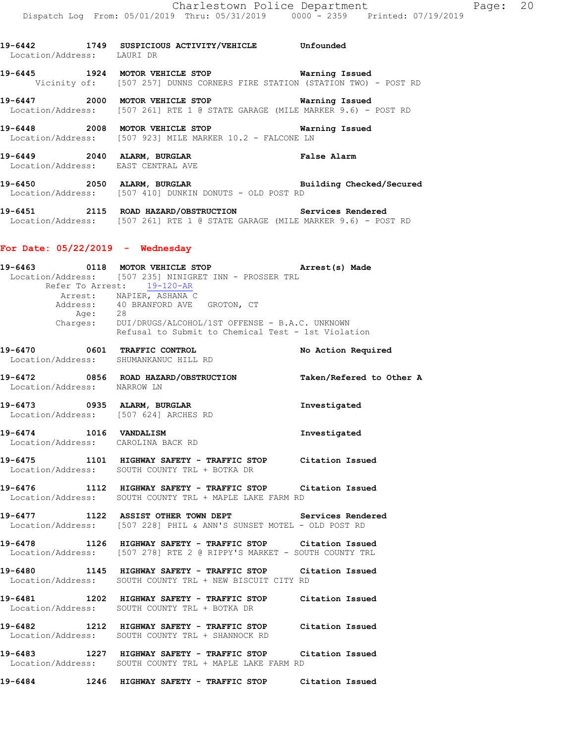**19-6442 1749 SUSPICIOUS ACTIVITY/VEHICLE Unfounded**
Location/Address: LAURI DR

**19-6445 1924 MOTOR VEHICLE STOP Warning Issued**
Vicinity of: [507 257] DUNNS CORNERS FIRE STATION (STATION TWO) - POST RD

**19-6447 2000 MOTOR VEHICLE STOP Warning Issued**
Location/Address: [507 261] RTE 1 @ STATE GARAGE (MILE MARKER 9.6) - POST RD

**19-6448 2008 MOTOR VEHICLE STOP Warning Issued**
Location/Address: [507 923] MILE MARKER 10.2 - FALCONE LN

**19-6449 2040 ALARM, BURGLAR False Alarm**
Location/Address: EAST CENTRAL AVE

**19-6450 2050 ALARM, BURGLAR Building Checked/Secured**
Location/Address: [507 410] DUNKIN DONUTS - OLD POST RD

**19-6451 2115 ROAD HAZARD/OBSTRUCTION Services Rendered**
Location/Address: [507 261] RTE 1 @ STATE GARAGE (MILE MARKER 9.6) - POST RD

## For Date: 05/22/2019 - Wednesday

**19-6463 0118 MOTOR VEHICLE STOP Arrest(s) Made**
Location/Address: [507 235] NINIGRET INN - PROSSER TRL
Refer To Arrest: 19-120-AR
Arrest: NAPIER, ASHANA C
Address: 40 BRANFORD AVE GROTON, CT
Age: 28
Charges: DUI/DRUGS/ALCOHOL/1ST OFFENSE - B.A.C. UNKNOWN
Refusal to Submit to Chemical Test - 1st Violation

**19-6470 0601 TRAFFIC CONTROL No Action Required**
Location/Address: SHUMANKANUC HILL RD

**19-6472 0856 ROAD HAZARD/OBSTRUCTION Taken/Refered to Other A**
Location/Address: NARROW LN

**19-6473 0935 ALARM, BURGLAR Investigated**
Location/Address: [507 624] ARCHES RD

**19-6474 1016 VANDALISM Investigated**
Location/Address: CAROLINA BACK RD

**19-6475 1101 HIGHWAY SAFETY - TRAFFIC STOP Citation Issued**
Location/Address: SOUTH COUNTY TRL + BOTKA DR

**19-6476 1112 HIGHWAY SAFETY - TRAFFIC STOP Citation Issued**
Location/Address: SOUTH COUNTY TRL + MAPLE LAKE FARM RD

**19-6477 1122 ASSIST OTHER TOWN DEPT Services Rendered**
Location/Address: [507 228] PHIL & ANN'S SUNSET MOTEL - OLD POST RD

**19-6478 1126 HIGHWAY SAFETY - TRAFFIC STOP Citation Issued**
Location/Address: [507 278] RTE 2 @ RIPPY'S MARKET - SOUTH COUNTY TRL

**19-6480 1145 HIGHWAY SAFETY - TRAFFIC STOP Citation Issued**
Location/Address: SOUTH COUNTY TRL + NEW BISCUIT CITY RD

**19-6481 1202 HIGHWAY SAFETY - TRAFFIC STOP Citation Issued**
Location/Address: SOUTH COUNTY TRL + BOTKA DR

**19-6482 1212 HIGHWAY SAFETY - TRAFFIC STOP Citation Issued**
Location/Address: SOUTH COUNTY TRL + SHANNOCK RD

**19-6483 1227 HIGHWAY SAFETY - TRAFFIC STOP Citation Issued**
Location/Address: SOUTH COUNTY TRL + MAPLE LAKE FARM RD

**19-6484 1246 HIGHWAY SAFETY - TRAFFIC STOP Citation Issued**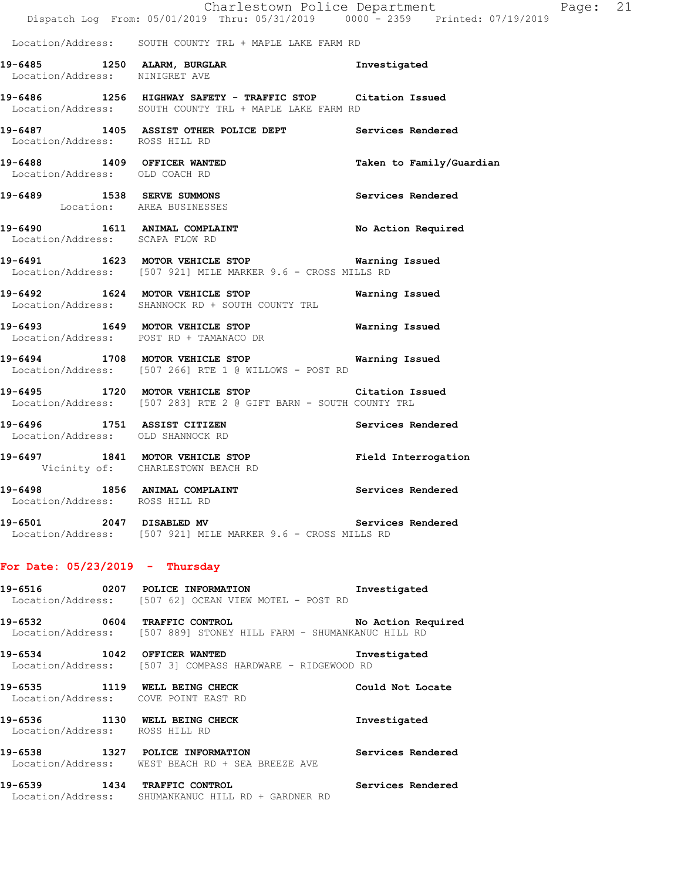Location/Address: SOUTH COUNTY TRL + MAPLE LAKE FARM RD

**19-6485 1250 ALARM, BURGLAR** Investigated
Location/Address: NINIGRET AVE

**19-6486 1256 HIGHWAY SAFETY - TRAFFIC STOP** Citation Issued
Location/Address: SOUTH COUNTY TRL + MAPLE LAKE FARM RD

**19-6487 1405 ASSIST OTHER POLICE DEPT** Services Rendered
Location/Address: ROSS HILL RD

**19-6488 1409 OFFICER WANTED** Taken to Family/Guardian
Location/Address: OLD COACH RD

**19-6489 1538 SERVE SUMMONS** Services Rendered
Location: AREA BUSINESSES

**19-6490 1611 ANIMAL COMPLAINT** No Action Required
Location/Address: SCAPA FLOW RD

**19-6491 1623 MOTOR VEHICLE STOP** Warning Issued
Location/Address: [507 921] MILE MARKER 9.6 - CROSS MILLS RD

**19-6492 1624 MOTOR VEHICLE STOP** Warning Issued
Location/Address: SHANNOCK RD + SOUTH COUNTY TRL

**19-6493 1649 MOTOR VEHICLE STOP** Warning Issued
Location/Address: POST RD + TAMANACO DR

**19-6494 1708 MOTOR VEHICLE STOP** Warning Issued
Location/Address: [507 266] RTE 1 @ WILLOWS - POST RD

**19-6495 1720 MOTOR VEHICLE STOP** Citation Issued
Location/Address: [507 283] RTE 2 @ GIFT BARN - SOUTH COUNTY TRL

**19-6496 1751 ASSIST CITIZEN** Services Rendered
Location/Address: OLD SHANNOCK RD

**19-6497 1841 MOTOR VEHICLE STOP** Field Interrogation
Vicinity of: CHARLESTOWN BEACH RD

**19-6498 1856 ANIMAL COMPLAINT** Services Rendered
Location/Address: ROSS HILL RD

**19-6501 2047 DISABLED MV** Services Rendered
Location/Address: [507 921] MILE MARKER 9.6 - CROSS MILLS RD

## For Date: 05/23/2019 - Thursday

**19-6516 0207 POLICE INFORMATION** Investigated
Location/Address: [507 62] OCEAN VIEW MOTEL - POST RD

**19-6532 0604 TRAFFIC CONTROL** No Action Required
Location/Address: [507 889] STONEY HILL FARM - SHUMANKANUC HILL RD

**19-6534 1042 OFFICER WANTED** Investigated
Location/Address: [507 3] COMPASS HARDWARE - RIDGEWOOD RD

**19-6535 1119 WELL BEING CHECK** Could Not Locate
Location/Address: COVE POINT EAST RD

**19-6536 1130 WELL BEING CHECK** Investigated
Location/Address: ROSS HILL RD

**19-6538 1327 POLICE INFORMATION** Services Rendered
Location/Address: WEST BEACH RD + SEA BREEZE AVE

**19-6539 1434 TRAFFIC CONTROL** Services Rendered
Location/Address: SHUMANKANUC HILL RD + GARDNER RD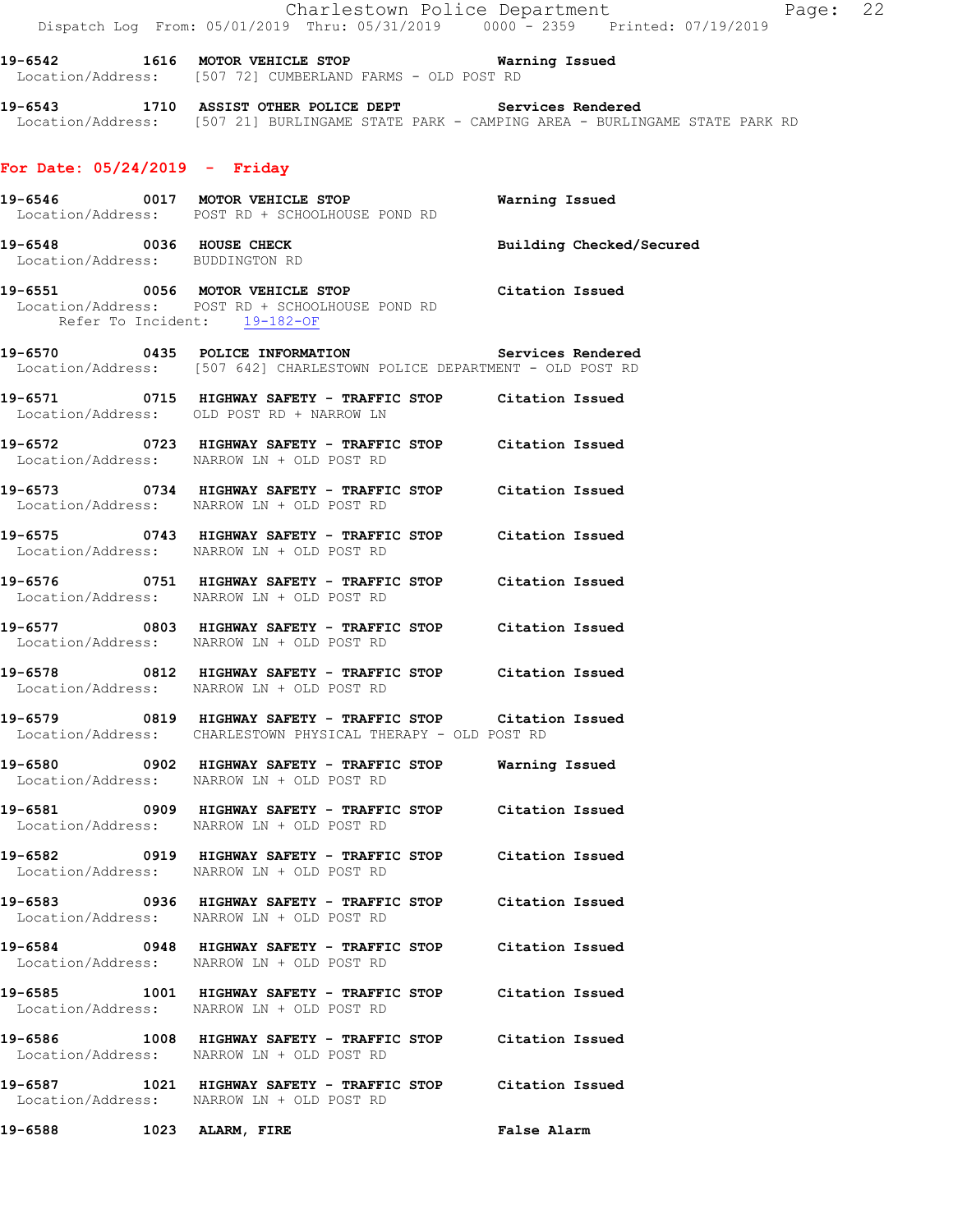19-6542 1616 **MOTOR VEHICLE STOP** **Warning Issued**
Location/Address: [507 72] CUMBERLAND FARMS - OLD POST RD

19-6543 1710 **ASSIST OTHER POLICE DEPT** **Services Rendered**
Location/Address: [507 21] BURLINGAME STATE PARK - CAMPING AREA - BURLINGAME STATE PARK RD

## For Date: 05/24/2019 - Friday

19-6546 0017 **MOTOR VEHICLE STOP** **Warning Issued**
Location/Address: POST RD + SCHOOLHOUSE POND RD

19-6548 0036 **HOUSE CHECK** **Building Checked/Secured**
Location/Address: BUDDINGTON RD

19-6551 0056 **MOTOR VEHICLE STOP** **Citation Issued**
Location/Address: POST RD + SCHOOLHOUSE POND RD
Refer To Incident: 19-182-OF

19-6570 0435 **POLICE INFORMATION** **Services Rendered**
Location/Address: [507 642] CHARLESTOWN POLICE DEPARTMENT - OLD POST RD

19-6571 0715 **HIGHWAY SAFETY - TRAFFIC STOP** **Citation Issued**
Location/Address: OLD POST RD + NARROW LN

19-6572 0723 **HIGHWAY SAFETY - TRAFFIC STOP** **Citation Issued**
Location/Address: NARROW LN + OLD POST RD

19-6573 0734 **HIGHWAY SAFETY - TRAFFIC STOP** **Citation Issued**
Location/Address: NARROW LN + OLD POST RD

19-6575 0743 **HIGHWAY SAFETY - TRAFFIC STOP** **Citation Issued**
Location/Address: NARROW LN + OLD POST RD

19-6576 0751 **HIGHWAY SAFETY - TRAFFIC STOP** **Citation Issued**
Location/Address: NARROW LN + OLD POST RD

19-6577 0803 **HIGHWAY SAFETY - TRAFFIC STOP** **Citation Issued**
Location/Address: NARROW LN + OLD POST RD

19-6578 0812 **HIGHWAY SAFETY - TRAFFIC STOP** **Citation Issued**
Location/Address: NARROW LN + OLD POST RD

19-6579 0819 **HIGHWAY SAFETY - TRAFFIC STOP** **Citation Issued**
Location/Address: CHARLESTOWN PHYSICAL THERAPY - OLD POST RD

19-6580 0902 **HIGHWAY SAFETY - TRAFFIC STOP** **Warning Issued**
Location/Address: NARROW LN + OLD POST RD

19-6581 0909 **HIGHWAY SAFETY - TRAFFIC STOP** **Citation Issued**
Location/Address: NARROW LN + OLD POST RD

19-6582 0919 **HIGHWAY SAFETY - TRAFFIC STOP** **Citation Issued**
Location/Address: NARROW LN + OLD POST RD

19-6583 0936 **HIGHWAY SAFETY - TRAFFIC STOP** **Citation Issued**
Location/Address: NARROW LN + OLD POST RD

19-6584 0948 **HIGHWAY SAFETY - TRAFFIC STOP** **Citation Issued**
Location/Address: NARROW LN + OLD POST RD

19-6585 1001 **HIGHWAY SAFETY - TRAFFIC STOP** **Citation Issued**
Location/Address: NARROW LN + OLD POST RD

19-6586 1008 **HIGHWAY SAFETY - TRAFFIC STOP** **Citation Issued**
Location/Address: NARROW LN + OLD POST RD

19-6587 1021 **HIGHWAY SAFETY - TRAFFIC STOP** **Citation Issued**
Location/Address: NARROW LN + OLD POST RD

19-6588 1023 **ALARM, FIRE** **False Alarm**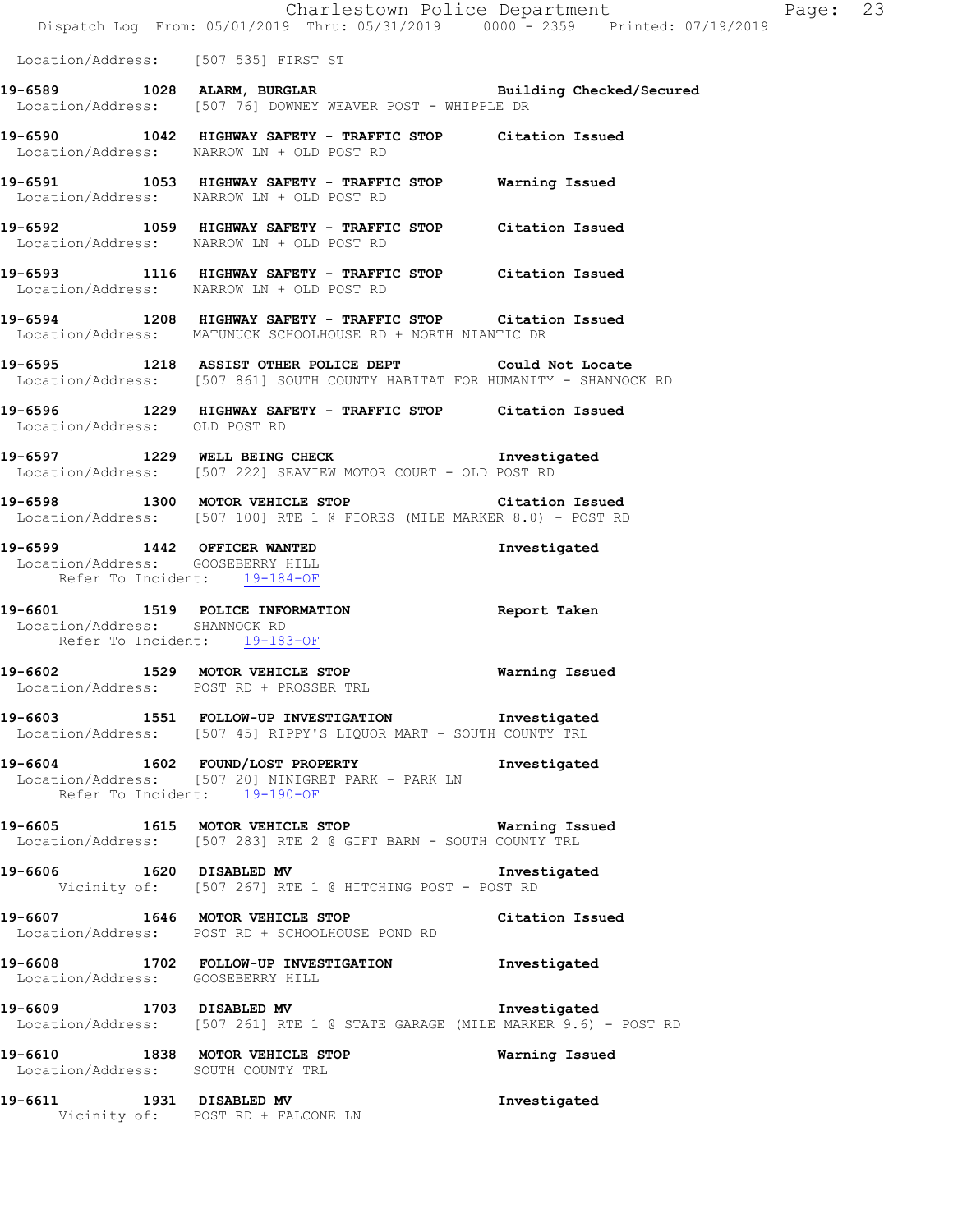Location/Address: [507 535] FIRST ST

**19-6589 1028 ALARM, BURGLAR** Building Checked/Secured
Location/Address: [507 76] DOWNEY WEAVER POST - WHIPPLE DR

**19-6590 1042 HIGHWAY SAFETY - TRAFFIC STOP** Citation Issued
Location/Address: NARROW LN + OLD POST RD

**19-6591 1053 HIGHWAY SAFETY - TRAFFIC STOP** Warning Issued
Location/Address: NARROW LN + OLD POST RD

**19-6592 1059 HIGHWAY SAFETY - TRAFFIC STOP** Citation Issued
Location/Address: NARROW LN + OLD POST RD

**19-6593 1116 HIGHWAY SAFETY - TRAFFIC STOP** Citation Issued
Location/Address: NARROW LN + OLD POST RD

**19-6594 1208 HIGHWAY SAFETY - TRAFFIC STOP** Citation Issued
Location/Address: MATUNUCK SCHOOLHOUSE RD + NORTH NIANTIC DR

**19-6595 1218 ASSIST OTHER POLICE DEPT** Could Not Locate
Location/Address: [507 861] SOUTH COUNTY HABITAT FOR HUMANITY - SHANNOCK RD

**19-6596 1229 HIGHWAY SAFETY - TRAFFIC STOP** Citation Issued
Location/Address: OLD POST RD

**19-6597 1229 WELL BEING CHECK** Investigated
Location/Address: [507 222] SEAVIEW MOTOR COURT - OLD POST RD

**19-6598 1300 MOTOR VEHICLE STOP** Citation Issued
Location/Address: [507 100] RTE 1 @ FIORES (MILE MARKER 8.0) - POST RD

**19-6599 1442 OFFICER WANTED** Investigated
Location/Address: GOOSEBERRY HILL
Refer To Incident: 19-184-OF

**19-6601 1519 POLICE INFORMATION** Report Taken
Location/Address: SHANNOCK RD
Refer To Incident: 19-183-OF

**19-6602 1529 MOTOR VEHICLE STOP** Warning Issued
Location/Address: POST RD + PROSSER TRL

**19-6603 1551 FOLLOW-UP INVESTIGATION** Investigated
Location/Address: [507 45] RIPPY'S LIQUOR MART - SOUTH COUNTY TRL

**19-6604 1602 FOUND/LOST PROPERTY** Investigated
Location/Address: [507 20] NINIGRET PARK - PARK LN
Refer To Incident: 19-190-OF

**19-6605 1615 MOTOR VEHICLE STOP** Warning Issued
Location/Address: [507 283] RTE 2 @ GIFT BARN - SOUTH COUNTY TRL

**19-6606 1620 DISABLED MV** Investigated
Vicinity of: [507 267] RTE 1 @ HITCHING POST - POST RD

**19-6607 1646 MOTOR VEHICLE STOP** Citation Issued
Location/Address: POST RD + SCHOOLHOUSE POND RD

**19-6608 1702 FOLLOW-UP INVESTIGATION** Investigated
Location/Address: GOOSEBERRY HILL

**19-6609 1703 DISABLED MV** Investigated
Location/Address: [507 261] RTE 1 @ STATE GARAGE (MILE MARKER 9.6) - POST RD

**19-6610 1838 MOTOR VEHICLE STOP** Warning Issued
Location/Address: SOUTH COUNTY TRL

**19-6611 1931 DISABLED MV** Investigated
Vicinity of: POST RD + FALCONE LN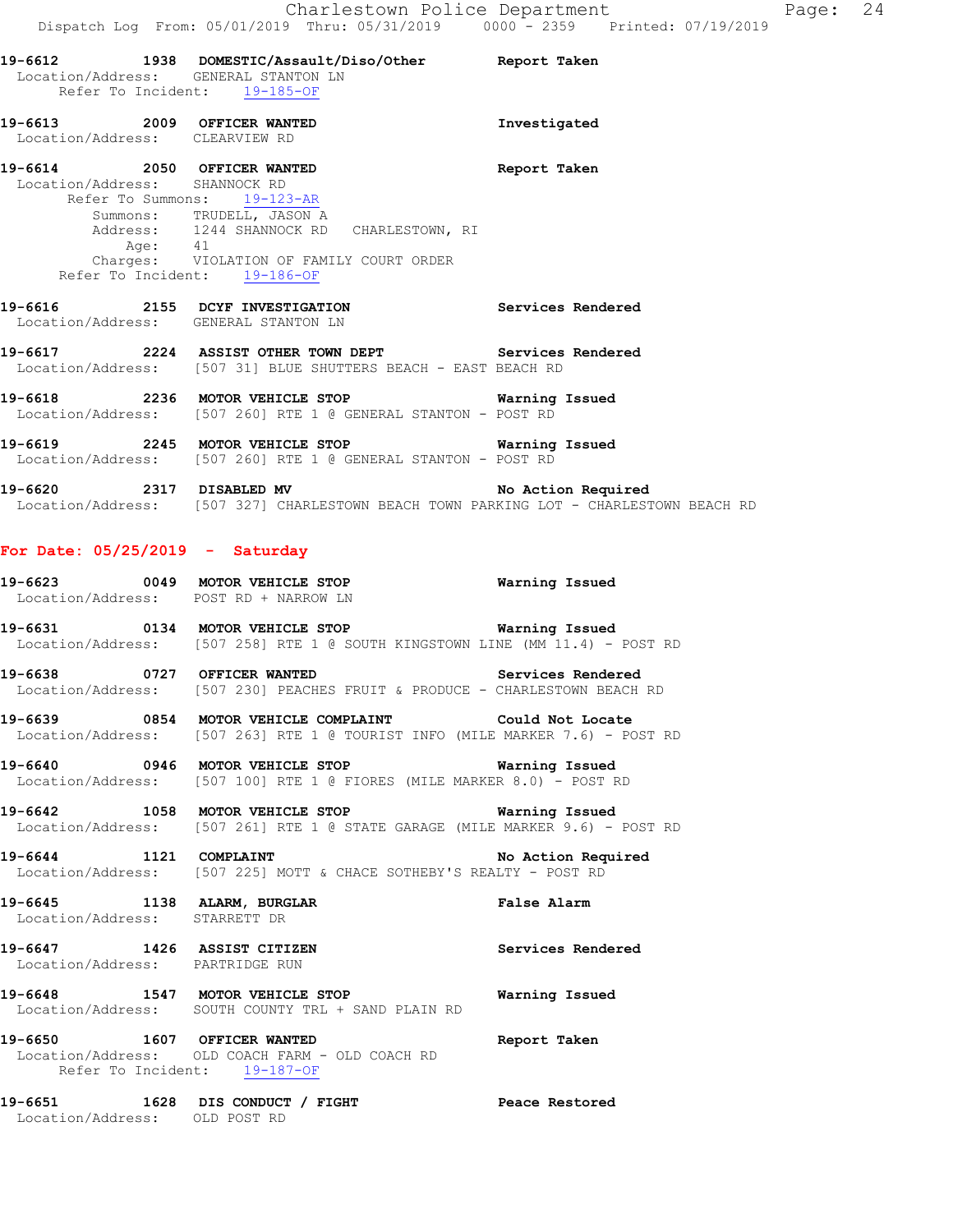**19-6612 1938 DOMESTIC/Assault/Diso/Other Report Taken**
Location/Address: GENERAL STANTON LN
Refer To Incident: 19-185-OF

**19-6613 2009 OFFICER WANTED Investigated**
Location/Address: CLEARVIEW RD

**19-6614 2050 OFFICER WANTED Report Taken**
Location/Address: SHANNOCK RD
Refer To Summons: 19-123-AR
Summons: TRUDELL, JASON A
Address: 1244 SHANNOCK RD CHARLESTOWN, RI
Age: 41
Charges: VIOLATION OF FAMILY COURT ORDER
Refer To Incident: 19-186-OF

**19-6616 2155 DCYF INVESTIGATION Services Rendered**
Location/Address: GENERAL STANTON LN

**19-6617 2224 ASSIST OTHER TOWN DEPT Services Rendered**
Location/Address: [507 31] BLUE SHUTTERS BEACH - EAST BEACH RD

**19-6618 2236 MOTOR VEHICLE STOP Warning Issued**
Location/Address: [507 260] RTE 1 @ GENERAL STANTON - POST RD

**19-6619 2245 MOTOR VEHICLE STOP Warning Issued**
Location/Address: [507 260] RTE 1 @ GENERAL STANTON - POST RD

**19-6620 2317 DISABLED MV No Action Required**
Location/Address: [507 327] CHARLESTOWN BEACH TOWN PARKING LOT - CHARLESTOWN BEACH RD

## For Date: 05/25/2019 - Saturday

**19-6623 0049 MOTOR VEHICLE STOP Warning Issued**
Location/Address: POST RD + NARROW LN

**19-6631 0134 MOTOR VEHICLE STOP Warning Issued**
Location/Address: [507 258] RTE 1 @ SOUTH KINGSTOWN LINE (MM 11.4) - POST RD

**19-6638 0727 OFFICER WANTED Services Rendered**
Location/Address: [507 230] PEACHES FRUIT & PRODUCE - CHARLESTOWN BEACH RD

**19-6639 0854 MOTOR VEHICLE COMPLAINT Could Not Locate**
Location/Address: [507 263] RTE 1 @ TOURIST INFO (MILE MARKER 7.6) - POST RD

**19-6640 0946 MOTOR VEHICLE STOP Warning Issued**
Location/Address: [507 100] RTE 1 @ FIORES (MILE MARKER 8.0) - POST RD

**19-6642 1058 MOTOR VEHICLE STOP Warning Issued**
Location/Address: [507 261] RTE 1 @ STATE GARAGE (MILE MARKER 9.6) - POST RD

**19-6644 1121 COMPLAINT No Action Required**
Location/Address: [507 225] MOTT & CHACE SOTHEBY'S REALTY - POST RD

**19-6645 1138 ALARM, BURGLAR False Alarm**
Location/Address: STARRETT DR

**19-6647 1426 ASSIST CITIZEN Services Rendered**
Location/Address: PARTRIDGE RUN

**19-6648 1547 MOTOR VEHICLE STOP Warning Issued**
Location/Address: SOUTH COUNTY TRL + SAND PLAIN RD

**19-6650 1607 OFFICER WANTED Report Taken**
Location/Address: OLD COACH FARM - OLD COACH RD
Refer To Incident: 19-187-OF

**19-6651 1628 DIS CONDUCT / FIGHT Peace Restored**
Location/Address: OLD POST RD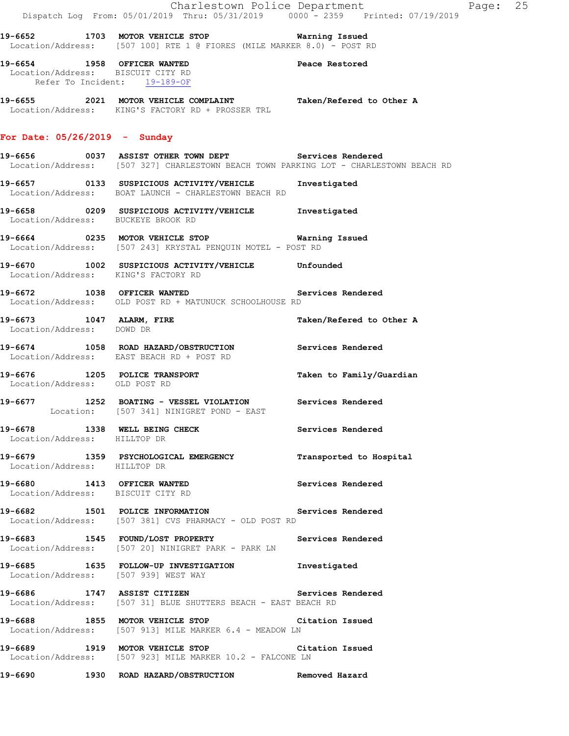19-6652 1703 MOTOR VEHICLE STOP Warning Issued
Location/Address: [507 100] RTE 1 @ FIORES (MILE MARKER 8.0) - POST RD

19-6654 1958 OFFICER WANTED Peace Restored
Location/Address: BISCUIT CITY RD
Refer To Incident: 19-189-OF

19-6655 2021 MOTOR VEHICLE COMPLAINT Taken/Refered to Other A
Location/Address: KING'S FACTORY RD + PROSSER TRL

## For Date: 05/26/2019 - Sunday

19-6656 0037 ASSIST OTHER TOWN DEPT Services Rendered
Location/Address: [507 327] CHARLESTOWN BEACH TOWN PARKING LOT - CHARLESTOWN BEACH RD

19-6657 0133 SUSPICIOUS ACTIVITY/VEHICLE Investigated
Location/Address: BOAT LAUNCH - CHARLESTOWN BEACH RD

19-6658 0209 SUSPICIOUS ACTIVITY/VEHICLE Investigated
Location/Address: BUCKEYE BROOK RD

19-6664 0235 MOTOR VEHICLE STOP Warning Issued
Location/Address: [507 243] KRYSTAL PENQUIN MOTEL - POST RD

19-6670 1002 SUSPICIOUS ACTIVITY/VEHICLE Unfounded
Location/Address: KING'S FACTORY RD

19-6672 1038 OFFICER WANTED Services Rendered
Location/Address: OLD POST RD + MATUNUCK SCHOOLHOUSE RD

19-6673 1047 ALARM, FIRE Taken/Refered to Other A
Location/Address: DOWD DR

19-6674 1058 ROAD HAZARD/OBSTRUCTION Services Rendered
Location/Address: EAST BEACH RD + POST RD

19-6676 1205 POLICE TRANSPORT Taken to Family/Guardian
Location/Address: OLD POST RD

19-6677 1252 BOATING - VESSEL VIOLATION Services Rendered
Location: [507 341] NINIGRET POND - EAST

19-6678 1338 WELL BEING CHECK Services Rendered
Location/Address: HILLTOP DR

19-6679 1359 PSYCHOLOGICAL EMERGENCY Transported to Hospital
Location/Address: HILLTOP DR

19-6680 1413 OFFICER WANTED Services Rendered
Location/Address: BISCUIT CITY RD

19-6682 1501 POLICE INFORMATION Services Rendered
Location/Address: [507 381] CVS PHARMACY - OLD POST RD

19-6683 1545 FOUND/LOST PROPERTY Services Rendered
Location/Address: [507 20] NINIGRET PARK - PARK LN

19-6685 1635 FOLLOW-UP INVESTIGATION Investigated
Location/Address: [507 939] WEST WAY

19-6686 1747 ASSIST CITIZEN Services Rendered
Location/Address: [507 31] BLUE SHUTTERS BEACH - EAST BEACH RD

19-6688 1855 MOTOR VEHICLE STOP Citation Issued
Location/Address: [507 913] MILE MARKER 6.4 - MEADOW LN

19-6689 1919 MOTOR VEHICLE STOP Citation Issued
Location/Address: [507 923] MILE MARKER 10.2 - FALCONE LN

19-6690 1930 ROAD HAZARD/OBSTRUCTION Removed Hazard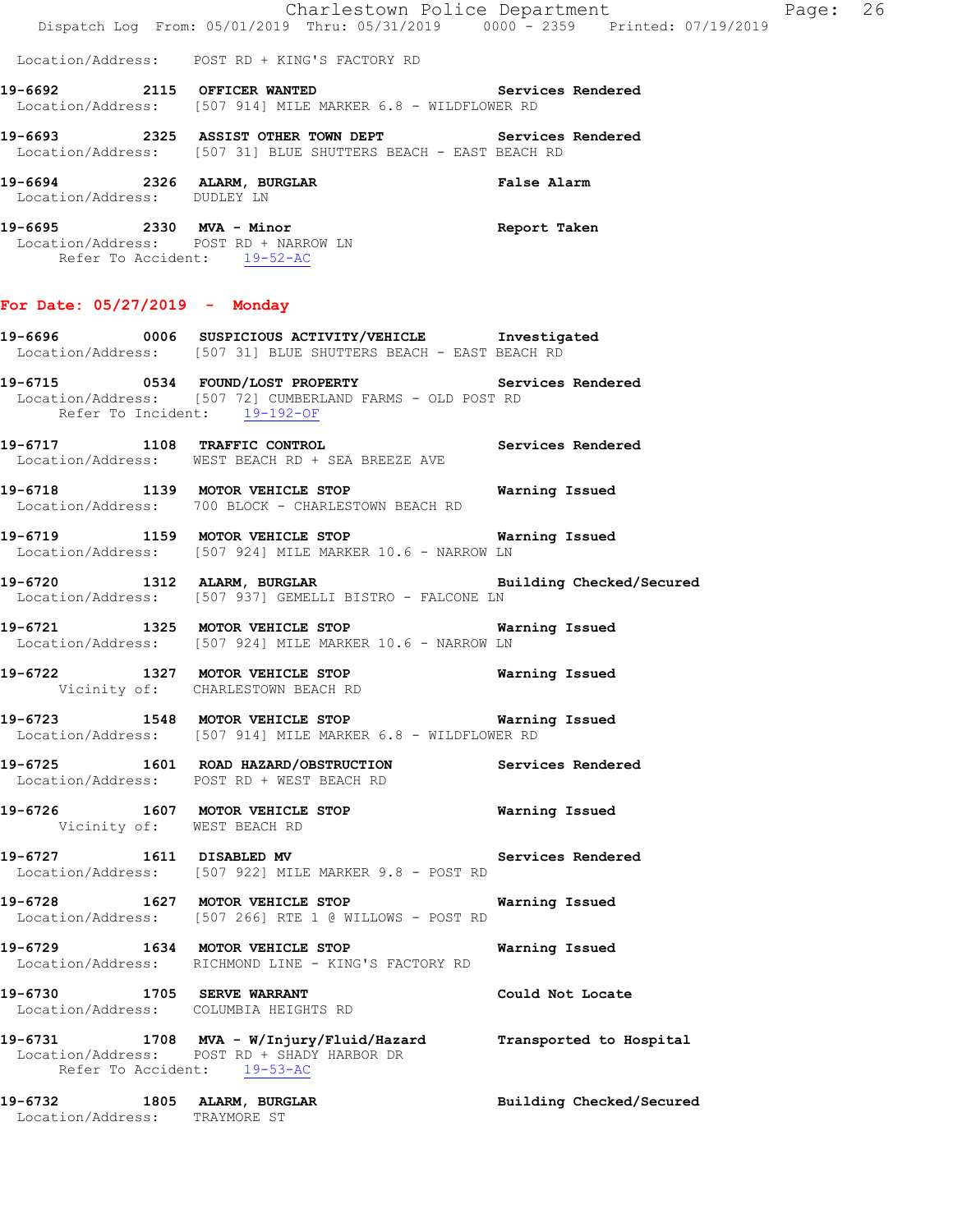Location/Address: POST RD + KING'S FACTORY RD

**19-6692 2115 OFFICER WANTED** Services Rendered
Location/Address: [507 914] MILE MARKER 6.8 - WILDFLOWER RD

**19-6693 2325 ASSIST OTHER TOWN DEPT** Services Rendered
Location/Address: [507 31] BLUE SHUTTERS BEACH - EAST BEACH RD

**19-6694 2326 ALARM, BURGLAR** False Alarm
Location/Address: DUDLEY LN

**19-6695 2330 MVA - Minor** Report Taken
Location/Address: POST RD + NARROW LN
Refer To Accident: 19-52-AC

## For Date: 05/27/2019 - Monday

**19-6696 0006 SUSPICIOUS ACTIVITY/VEHICLE** Investigated
Location/Address: [507 31] BLUE SHUTTERS BEACH - EAST BEACH RD

**19-6715 0534 FOUND/LOST PROPERTY** Services Rendered
Location/Address: [507 72] CUMBERLAND FARMS - OLD POST RD
Refer To Incident: 19-192-OF

**19-6717 1108 TRAFFIC CONTROL** Services Rendered
Location/Address: WEST BEACH RD + SEA BREEZE AVE

**19-6718 1139 MOTOR VEHICLE STOP** Warning Issued
Location/Address: 700 BLOCK - CHARLESTOWN BEACH RD

**19-6719 1159 MOTOR VEHICLE STOP** Warning Issued
Location/Address: [507 924] MILE MARKER 10.6 - NARROW LN

**19-6720 1312 ALARM, BURGLAR** Building Checked/Secured
Location/Address: [507 937] GEMELLI BISTRO - FALCONE LN

**19-6721 1325 MOTOR VEHICLE STOP** Warning Issued
Location/Address: [507 924] MILE MARKER 10.6 - NARROW LN

**19-6722 1327 MOTOR VEHICLE STOP** Warning Issued
Vicinity of: CHARLESTOWN BEACH RD

**19-6723 1548 MOTOR VEHICLE STOP** Warning Issued
Location/Address: [507 914] MILE MARKER 6.8 - WILDFLOWER RD

**19-6725 1601 ROAD HAZARD/OBSTRUCTION** Services Rendered
Location/Address: POST RD + WEST BEACH RD

**19-6726 1607 MOTOR VEHICLE STOP** Warning Issued
Vicinity of: WEST BEACH RD

**19-6727 1611 DISABLED MV** Services Rendered
Location/Address: [507 922] MILE MARKER 9.8 - POST RD

**19-6728 1627 MOTOR VEHICLE STOP** Warning Issued
Location/Address: [507 266] RTE 1 @ WILLOWS - POST RD

**19-6729 1634 MOTOR VEHICLE STOP** Warning Issued
Location/Address: RICHMOND LINE - KING'S FACTORY RD

**19-6730 1705 SERVE WARRANT** Could Not Locate
Location/Address: COLUMBIA HEIGHTS RD

**19-6731 1708 MVA - W/Injury/Fluid/Hazard** Transported to Hospital
Location/Address: POST RD + SHADY HARBOR DR
Refer To Accident: 19-53-AC

**19-6732 1805 ALARM, BURGLAR** Building Checked/Secured
Location/Address: TRAYMORE ST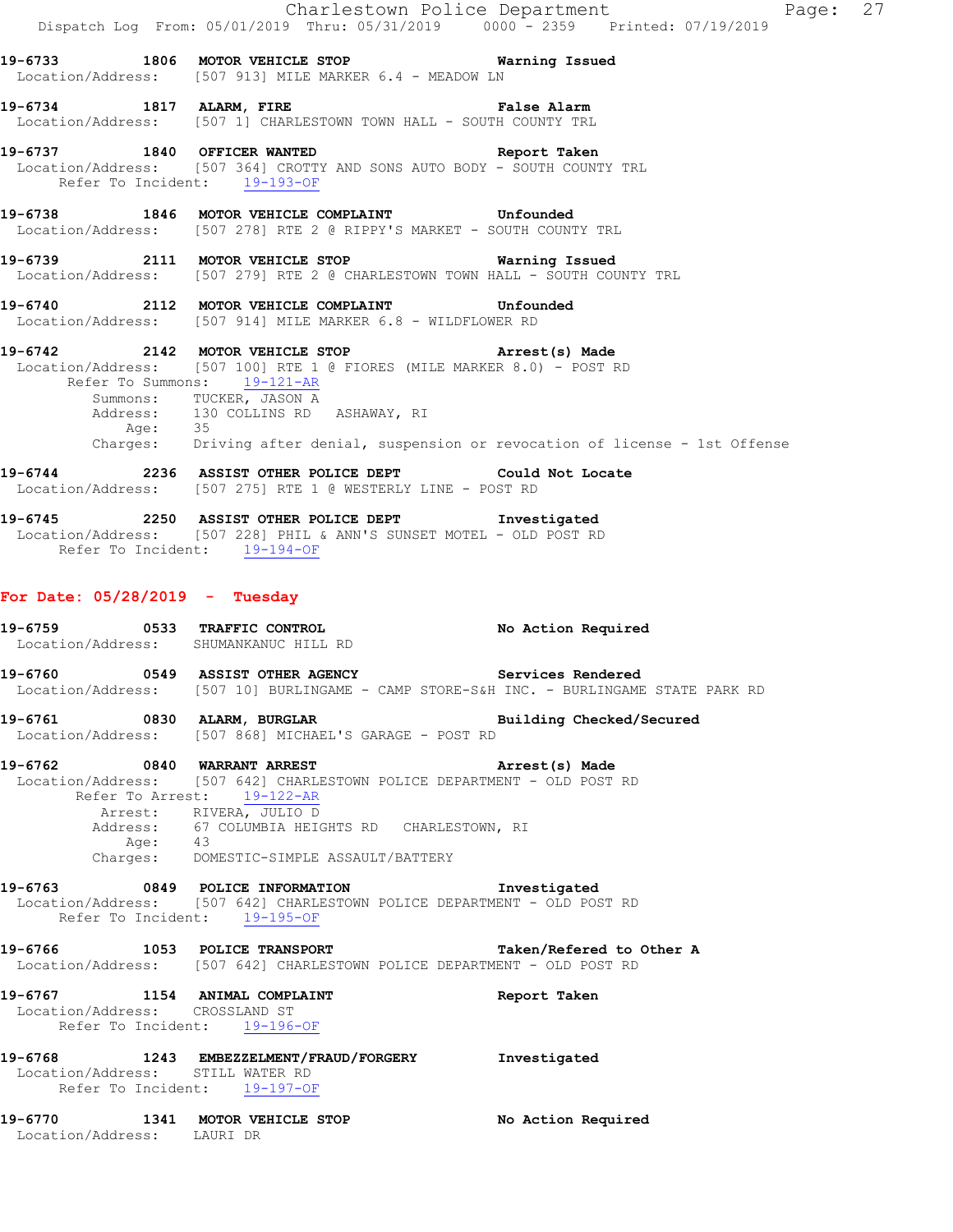**19-6733 1806 MOTOR VEHICLE STOP** Warning Issued
Location/Address: [507 913] MILE MARKER 6.4 - MEADOW LN

**19-6734 1817 ALARM, FIRE** False Alarm
Location/Address: [507 1] CHARLESTOWN TOWN HALL - SOUTH COUNTY TRL

**19-6737 1840 OFFICER WANTED** Report Taken
Location/Address: [507 364] CROTTY AND SONS AUTO BODY - SOUTH COUNTY TRL
Refer To Incident: 19-193-OF

**19-6738 1846 MOTOR VEHICLE COMPLAINT** Unfounded
Location/Address: [507 278] RTE 2 @ RIPPY'S MARKET - SOUTH COUNTY TRL

**19-6739 2111 MOTOR VEHICLE STOP** Warning Issued
Location/Address: [507 279] RTE 2 @ CHARLESTOWN TOWN HALL - SOUTH COUNTY TRL

**19-6740 2112 MOTOR VEHICLE COMPLAINT** Unfounded
Location/Address: [507 914] MILE MARKER 6.8 - WILDFLOWER RD

**19-6742 2142 MOTOR VEHICLE STOP** Arrest(s) Made
Location/Address: [507 100] RTE 1 @ FIORES (MILE MARKER 8.0) - POST RD
Refer To Summons: 19-121-AR
Summons: TUCKER, JASON A
Address: 130 COLLINS RD ASHAWAY, RI
Age: 35
Charges: Driving after denial, suspension or revocation of license - 1st Offense

**19-6744 2236 ASSIST OTHER POLICE DEPT** Could Not Locate
Location/Address: [507 275] RTE 1 @ WESTERLY LINE - POST RD

**19-6745 2250 ASSIST OTHER POLICE DEPT** Investigated
Location/Address: [507 228] PHIL & ANN'S SUNSET MOTEL - OLD POST RD
Refer To Incident: 19-194-OF

## For Date: 05/28/2019 - Tuesday

**19-6759 0533 TRAFFIC CONTROL** No Action Required
Location/Address: SHUMANKANUC HILL RD

**19-6760 0549 ASSIST OTHER AGENCY** Services Rendered
Location/Address: [507 10] BURLINGAME - CAMP STORE-S&H INC. - BURLINGAME STATE PARK RD

**19-6761 0830 ALARM, BURGLAR** Building Checked/Secured
Location/Address: [507 868] MICHAEL'S GARAGE - POST RD

**19-6762 0840 WARRANT ARREST** Arrest(s) Made
Location/Address: [507 642] CHARLESTOWN POLICE DEPARTMENT - OLD POST RD
Refer To Arrest: 19-122-AR
Arrest: RIVERA, JULIO D
Address: 67 COLUMBIA HEIGHTS RD CHARLESTOWN, RI
Age: 43
Charges: DOMESTIC-SIMPLE ASSAULT/BATTERY

**19-6763 0849 POLICE INFORMATION** Investigated
Location/Address: [507 642] CHARLESTOWN POLICE DEPARTMENT - OLD POST RD
Refer To Incident: 19-195-OF

**19-6766 1053 POLICE TRANSPORT** Taken/Refered to Other A
Location/Address: [507 642] CHARLESTOWN POLICE DEPARTMENT - OLD POST RD

**19-6767 1154 ANIMAL COMPLAINT** Report Taken
Location/Address: CROSSLAND ST
Refer To Incident: 19-196-OF

**19-6768 1243 EMBEZZELMENT/FRAUD/FORGERY** Investigated
Location/Address: STILL WATER RD
Refer To Incident: 19-197-OF

**19-6770 1341 MOTOR VEHICLE STOP** No Action Required
Location/Address: LAURI DR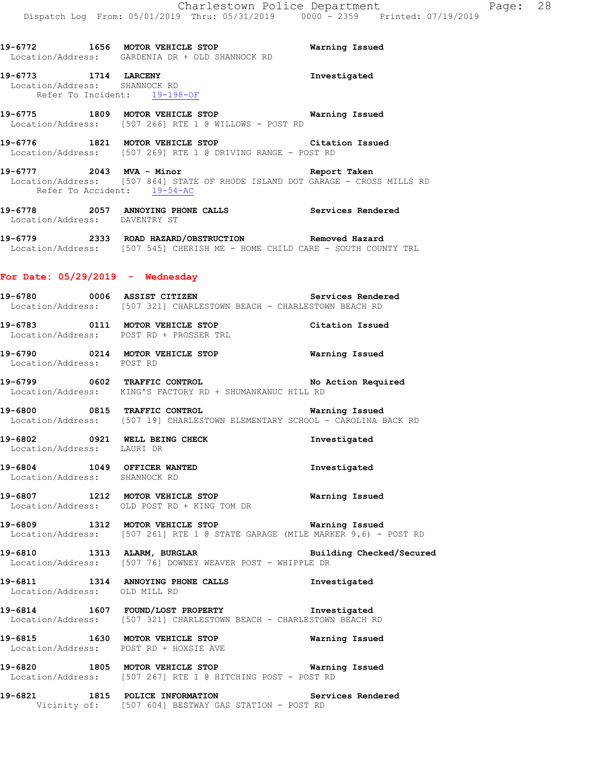**19-6772 1656 MOTOR VEHICLE STOP** **Warning Issued**
Location/Address: GARDENIA DR + OLD SHANNOCK RD

**19-6773 1714 LARCENY** **Investigated**
Location/Address: SHANNOCK RD
Refer To Incident: 19-198-OF

**19-6775 1809 MOTOR VEHICLE STOP** **Warning Issued**
Location/Address: [507 266] RTE 1 @ WILLOWS - POST RD

**19-6776 1821 MOTOR VEHICLE STOP** **Citation Issued**
Location/Address: [507 269] RTE 1 @ DRIVING RANGE - POST RD

**19-6777 2043 MVA - Minor** **Report Taken**
Location/Address: [507 864] STATE OF RHODE ISLAND DOT GARAGE - CROSS MILLS RD
Refer To Accident: 19-54-AC

**19-6778 2057 ANNOYING PHONE CALLS** **Services Rendered**
Location/Address: DAVENTRY ST

**19-6779 2333 ROAD HAZARD/OBSTRUCTION** **Removed Hazard**
Location/Address: [507 545] CHERISH ME - HOME CHILD CARE - SOUTH COUNTY TRL

## For Date: 05/29/2019 - Wednesday

**19-6780 0006 ASSIST CITIZEN** **Services Rendered**
Location/Address: [507 321] CHARLESTOWN BEACH - CHARLESTOWN BEACH RD

**19-6783 0111 MOTOR VEHICLE STOP** **Citation Issued**
Location/Address: POST RD + PROSSER TRL

**19-6790 0214 MOTOR VEHICLE STOP** **Warning Issued**
Location/Address: POST RD

**19-6799 0602 TRAFFIC CONTROL** **No Action Required**
Location/Address: KING'S FACTORY RD + SHUMANKANUC HILL RD

**19-6800 0815 TRAFFIC CONTROL** **Warning Issued**
Location/Address: [507 19] CHARLESTOWN ELEMENTARY SCHOOL - CAROLINA BACK RD

**19-6802 0921 WELL BEING CHECK** **Investigated**
Location/Address: LAURI DR

**19-6804 1049 OFFICER WANTED** **Investigated**
Location/Address: SHANNOCK RD

**19-6807 1212 MOTOR VEHICLE STOP** **Warning Issued**
Location/Address: OLD POST RD + KING TOM DR

**19-6809 1312 MOTOR VEHICLE STOP** **Warning Issued**
Location/Address: [507 261] RTE 1 @ STATE GARAGE (MILE MARKER 9.6) - POST RD

**19-6810 1313 ALARM, BURGLAR** **Building Checked/Secured**
Location/Address: [507 76] DOWNEY WEAVER POST - WHIPPLE DR

**19-6811 1314 ANNOYING PHONE CALLS** **Investigated**
Location/Address: OLD MILL RD

**19-6814 1607 FOUND/LOST PROPERTY** **Investigated**
Location/Address: [507 321] CHARLESTOWN BEACH - CHARLESTOWN BEACH RD

**19-6815 1630 MOTOR VEHICLE STOP** **Warning Issued**
Location/Address: POST RD + HOXSIE AVE

**19-6820 1805 MOTOR VEHICLE STOP** **Warning Issued**
Location/Address: [507 267] RTE 1 @ HITCHING POST - POST RD

**19-6821 1815 POLICE INFORMATION** **Services Rendered**
Vicinity of: [507 604] BESTWAY GAS STATION - POST RD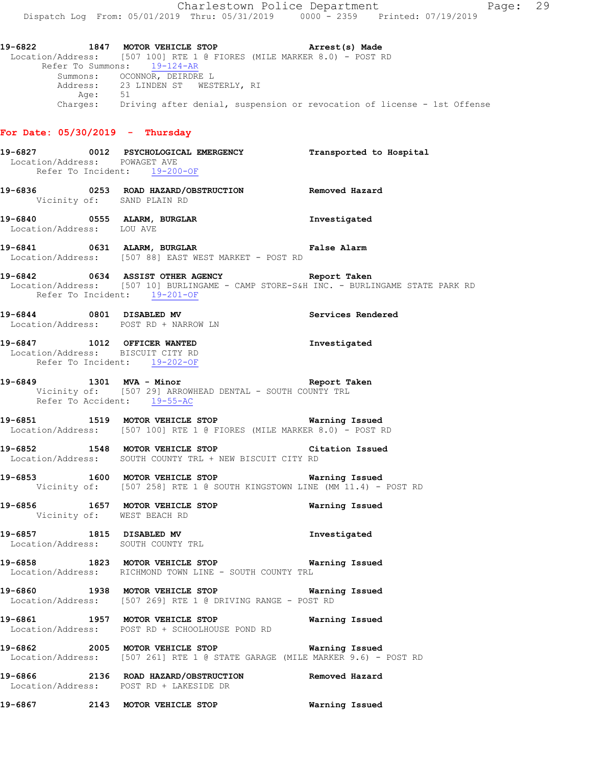**19-6822 1847 MOTOR VEHICLE STOP Arrest(s) Made**
Location/Address: [507 100] RTE 1 @ FIORES (MILE MARKER 8.0) - POST RD
Refer To Summons: 19-124-AR
Summons: OCONNOR, DEIRDRE L
Address: 23 LINDEN ST WESTERLY, RI
Age: 51
Charges: Driving after denial, suspension or revocation of license - 1st Offense

## For Date: 05/30/2019 - Thursday

**19-6827 0012 PSYCHOLOGICAL EMERGENCY Transported to Hospital**
Location/Address: POWAGET AVE
Refer To Incident: 19-200-OF

**19-6836 0253 ROAD HAZARD/OBSTRUCTION Removed Hazard**
Vicinity of: SAND PLAIN RD

**19-6840 0555 ALARM, BURGLAR Investigated**
Location/Address: LOU AVE

**19-6841 0631 ALARM, BURGLAR False Alarm**
Location/Address: [507 88] EAST WEST MARKET - POST RD

**19-6842 0634 ASSIST OTHER AGENCY Report Taken**
Location/Address: [507 10] BURLINGAME - CAMP STORE-S&H INC. - BURLINGAME STATE PARK RD
Refer To Incident: 19-201-OF

**19-6844 0801 DISABLED MV Services Rendered**
Location/Address: POST RD + NARROW LN

**19-6847 1012 OFFICER WANTED Investigated**
Location/Address: BISCUIT CITY RD
Refer To Incident: 19-202-OF

**19-6849 1301 MVA - Minor Report Taken**
Vicinity of: [507 29] ARROWHEAD DENTAL - SOUTH COUNTY TRL
Refer To Accident: 19-55-AC

**19-6851 1519 MOTOR VEHICLE STOP Warning Issued**
Location/Address: [507 100] RTE 1 @ FIORES (MILE MARKER 8.0) - POST RD

**19-6852 1548 MOTOR VEHICLE STOP Citation Issued**
Location/Address: SOUTH COUNTY TRL + NEW BISCUIT CITY RD

**19-6853 1600 MOTOR VEHICLE STOP Warning Issued**
Vicinity of: [507 258] RTE 1 @ SOUTH KINGSTOWN LINE (MM 11.4) - POST RD

**19-6856 1657 MOTOR VEHICLE STOP Warning Issued**
Vicinity of: WEST BEACH RD

**19-6857 1815 DISABLED MV Investigated**
Location/Address: SOUTH COUNTY TRL

**19-6858 1823 MOTOR VEHICLE STOP Warning Issued**
Location/Address: RICHMOND TOWN LINE - SOUTH COUNTY TRL

**19-6860 1938 MOTOR VEHICLE STOP Warning Issued**
Location/Address: [507 269] RTE 1 @ DRIVING RANGE - POST RD

**19-6861 1957 MOTOR VEHICLE STOP Warning Issued**
Location/Address: POST RD + SCHOOLHOUSE POND RD

**19-6862 2005 MOTOR VEHICLE STOP Warning Issued**
Location/Address: [507 261] RTE 1 @ STATE GARAGE (MILE MARKER 9.6) - POST RD

**19-6866 2136 ROAD HAZARD/OBSTRUCTION Removed Hazard**
Location/Address: POST RD + LAKESIDE DR

**19-6867 2143 MOTOR VEHICLE STOP Warning Issued**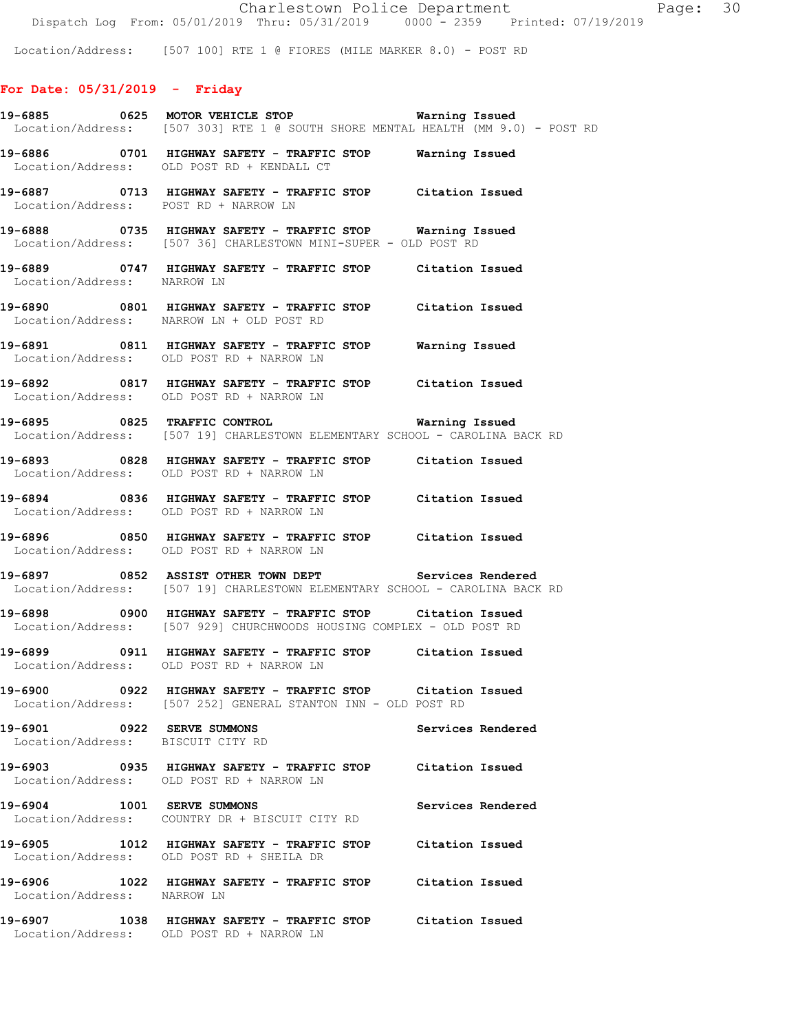Location/Address: [507 100] RTE 1 @ FIORES (MILE MARKER 8.0) - POST RD

## For Date: 05/31/2019 - Friday

**19-6885 0625 MOTOR VEHICLE STOP** Warning Issued
Location/Address: [507 303] RTE 1 @ SOUTH SHORE MENTAL HEALTH (MM 9.0) - POST RD

**19-6886 0701 HIGHWAY SAFETY - TRAFFIC STOP** Warning Issued
Location/Address: OLD POST RD + KENDALL CT

**19-6887 0713 HIGHWAY SAFETY - TRAFFIC STOP** Citation Issued
Location/Address: POST RD + NARROW LN

**19-6888 0735 HIGHWAY SAFETY - TRAFFIC STOP** Warning Issued
Location/Address: [507 36] CHARLESTOWN MINI-SUPER - OLD POST RD

**19-6889 0747 HIGHWAY SAFETY - TRAFFIC STOP** Citation Issued
Location/Address: NARROW LN

**19-6890 0801 HIGHWAY SAFETY - TRAFFIC STOP** Citation Issued
Location/Address: NARROW LN + OLD POST RD

**19-6891 0811 HIGHWAY SAFETY - TRAFFIC STOP** Warning Issued
Location/Address: OLD POST RD + NARROW LN

**19-6892 0817 HIGHWAY SAFETY - TRAFFIC STOP** Citation Issued
Location/Address: OLD POST RD + NARROW LN

**19-6895 0825 TRAFFIC CONTROL** Warning Issued
Location/Address: [507 19] CHARLESTOWN ELEMENTARY SCHOOL - CAROLINA BACK RD

**19-6893 0828 HIGHWAY SAFETY - TRAFFIC STOP** Citation Issued
Location/Address: OLD POST RD + NARROW LN

**19-6894 0836 HIGHWAY SAFETY - TRAFFIC STOP** Citation Issued
Location/Address: OLD POST RD + NARROW LN

**19-6896 0850 HIGHWAY SAFETY - TRAFFIC STOP** Citation Issued
Location/Address: OLD POST RD + NARROW LN

**19-6897 0852 ASSIST OTHER TOWN DEPT** Services Rendered
Location/Address: [507 19] CHARLESTOWN ELEMENTARY SCHOOL - CAROLINA BACK RD

**19-6898 0900 HIGHWAY SAFETY - TRAFFIC STOP** Citation Issued
Location/Address: [507 929] CHURCHWOODS HOUSING COMPLEX - OLD POST RD

**19-6899 0911 HIGHWAY SAFETY - TRAFFIC STOP** Citation Issued
Location/Address: OLD POST RD + NARROW LN

**19-6900 0922 HIGHWAY SAFETY - TRAFFIC STOP** Citation Issued
Location/Address: [507 252] GENERAL STANTON INN - OLD POST RD

**19-6901 0922 SERVE SUMMONS** Services Rendered
Location/Address: BISCUIT CITY RD

**19-6903 0935 HIGHWAY SAFETY - TRAFFIC STOP** Citation Issued
Location/Address: OLD POST RD + NARROW LN

**19-6904 1001 SERVE SUMMONS** Services Rendered
Location/Address: COUNTRY DR + BISCUIT CITY RD

**19-6905 1012 HIGHWAY SAFETY - TRAFFIC STOP** Citation Issued
Location/Address: OLD POST RD + SHEILA DR

**19-6906 1022 HIGHWAY SAFETY - TRAFFIC STOP** Citation Issued
Location/Address: NARROW LN

**19-6907 1038 HIGHWAY SAFETY - TRAFFIC STOP** Citation Issued
Location/Address: OLD POST RD + NARROW LN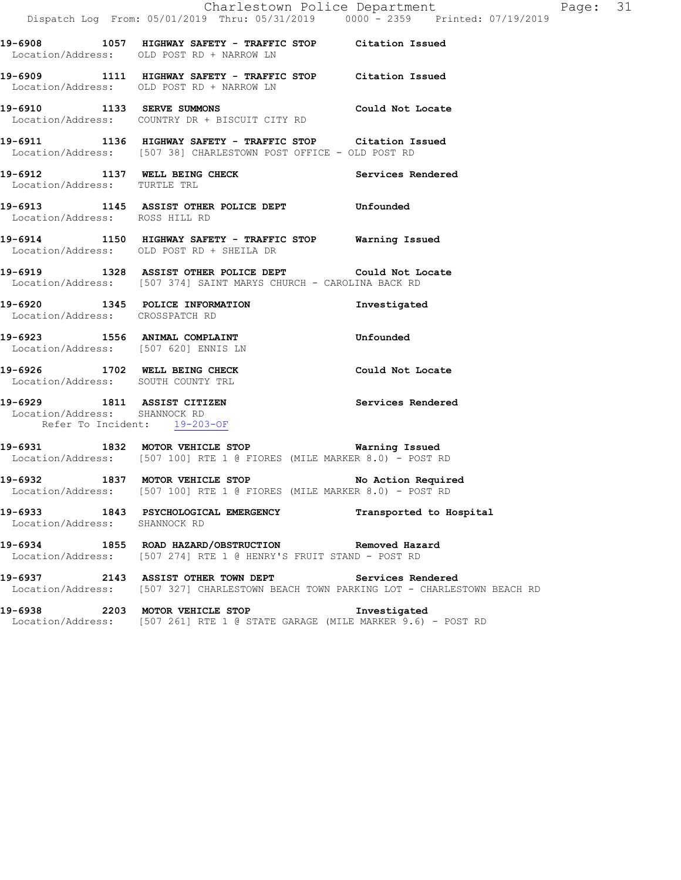**19-6908 1057 HIGHWAY SAFETY - TRAFFIC STOP Citation Issued**
Location/Address: OLD POST RD + NARROW LN

**19-6909 1111 HIGHWAY SAFETY - TRAFFIC STOP Citation Issued**
Location/Address: OLD POST RD + NARROW LN

**19-6910 1133 SERVE SUMMONS Could Not Locate**
Location/Address: COUNTRY DR + BISCUIT CITY RD

**19-6911 1136 HIGHWAY SAFETY - TRAFFIC STOP Citation Issued**
Location/Address: [507 38] CHARLESTOWN POST OFFICE - OLD POST RD

**19-6912 1137 WELL BEING CHECK Services Rendered**
Location/Address: TURTLE TRL

**19-6913 1145 ASSIST OTHER POLICE DEPT Unfounded**
Location/Address: ROSS HILL RD

**19-6914 1150 HIGHWAY SAFETY - TRAFFIC STOP Warning Issued**
Location/Address: OLD POST RD + SHEILA DR

**19-6919 1328 ASSIST OTHER POLICE DEPT Could Not Locate**
Location/Address: [507 374] SAINT MARYS CHURCH - CAROLINA BACK RD

**19-6920 1345 POLICE INFORMATION Investigated**
Location/Address: CROSSPATCH RD

**19-6923 1556 ANIMAL COMPLAINT Unfounded**
Location/Address: [507 620] ENNIS LN

**19-6926 1702 WELL BEING CHECK Could Not Locate**
Location/Address: SOUTH COUNTY TRL

**19-6929 1811 ASSIST CITIZEN Services Rendered**
Location/Address: SHANNOCK RD
Refer To Incident: 19-203-OF

**19-6931 1832 MOTOR VEHICLE STOP Warning Issued**
Location/Address: [507 100] RTE 1 @ FIORES (MILE MARKER 8.0) - POST RD

**19-6932 1837 MOTOR VEHICLE STOP No Action Required**
Location/Address: [507 100] RTE 1 @ FIORES (MILE MARKER 8.0) - POST RD

**19-6933 1843 PSYCHOLOGICAL EMERGENCY Transported to Hospital**
Location/Address: SHANNOCK RD

**19-6934 1855 ROAD HAZARD/OBSTRUCTION Removed Hazard**
Location/Address: [507 274] RTE 1 @ HENRY'S FRUIT STAND - POST RD

**19-6937 2143 ASSIST OTHER TOWN DEPT Services Rendered**
Location/Address: [507 327] CHARLESTOWN BEACH TOWN PARKING LOT - CHARLESTOWN BEACH RD

**19-6938 2203 MOTOR VEHICLE STOP Investigated**
Location/Address: [507 261] RTE 1 @ STATE GARAGE (MILE MARKER 9.6) - POST RD